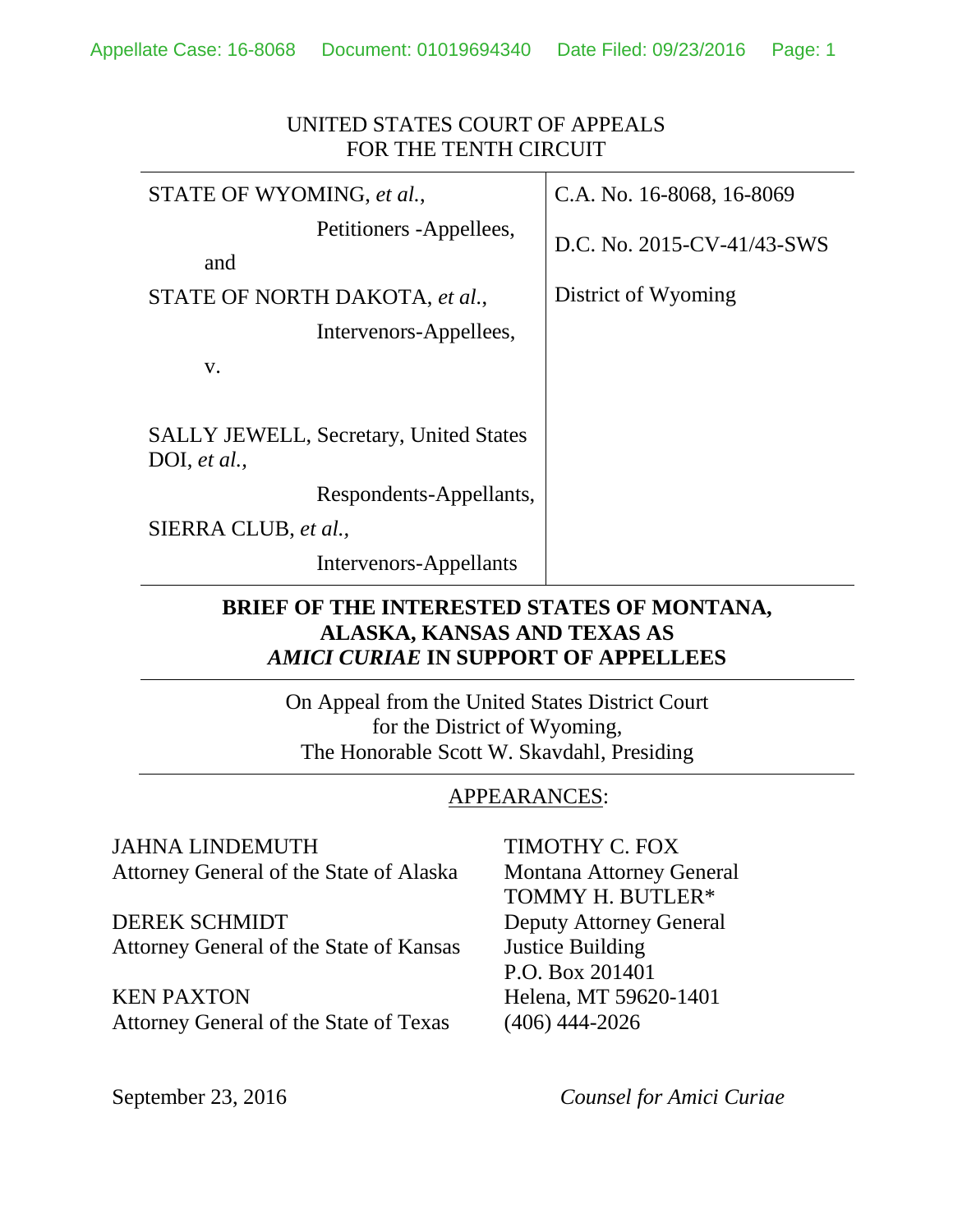UNITED STATES COURT OF APPEALS
FOR THE TENTH CIRCUIT

| | |
|---|---|
| STATE OF WYOMING, *et al.*,<br>Petitioners -Appellees,<br>and<br>STATE OF NORTH DAKOTA, *et al.*,<br>Intervenors-Appellees,<br>v.<br><br>SALLY JEWELL, Secretary, United States DOI, *et al.*,<br>Respondents-Appellants,<br>SIERRA CLUB, *et al.*,<br>Intervenors-Appellants | C.A. No. 16-8068, 16-8069<br><br>D.C. No. 2015-CV-41/43-SWS<br><br>District of Wyoming |

**BRIEF OF THE INTERESTED STATES OF MONTANA, ALASKA, KANSAS AND TEXAS AS *AMICI CURIAE* IN SUPPORT OF APPELLEES**

On Appeal from the United States District Court
for the District of Wyoming,
The Honorable Scott W. Skavdahl, Presiding

APPEARANCES:

JAHNA LINDEMUTH
Attorney General of the State of Alaska

DEREK SCHMIDT
Attorney General of the State of Kansas

KEN PAXTON
Attorney General of the State of Texas

TIMOTHY C. FOX
Montana Attorney General
TOMMY H. BUTLER*
Deputy Attorney General
Justice Building
P.O. Box 201401
Helena, MT 59620-1401
(406) 444-2026

September 23, 2016

*Counsel for Amici Curiae*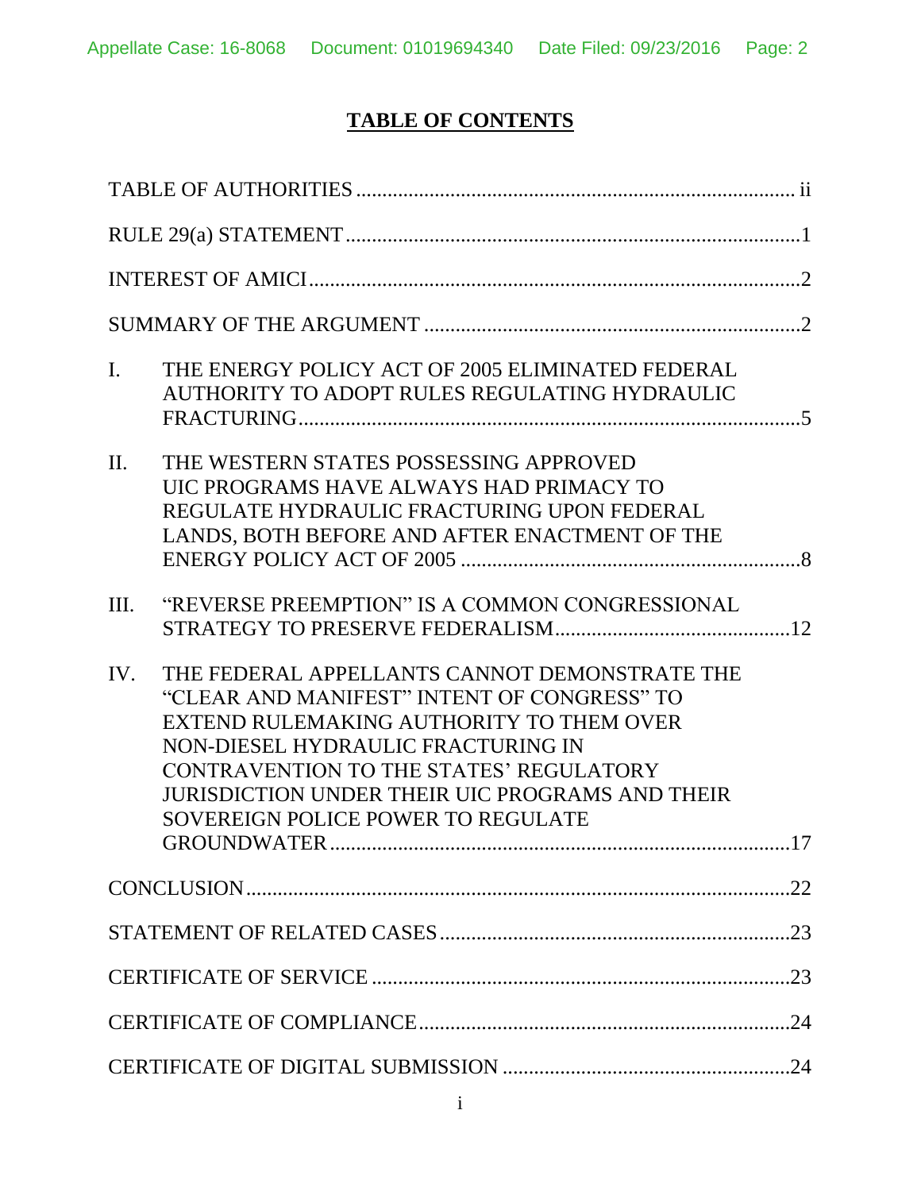# TABLE OF CONTENTS

TABLE OF AUTHORITIES .................................................................................. ii

RULE 29(a) STATEMENT ....................................................................................1

INTEREST OF AMICI ...........................................................................................2

SUMMARY OF THE ARGUMENT .....................................................................2

I. THE ENERGY POLICY ACT OF 2005 ELIMINATED FEDERAL AUTHORITY TO ADOPT RULES REGULATING HYDRAULIC FRACTURING ..........................................................................................5

II. THE WESTERN STATES POSSESSING APPROVED UIC PROGRAMS HAVE ALWAYS HAD PRIMACY TO REGULATE HYDRAULIC FRACTURING UPON FEDERAL LANDS, BOTH BEFORE AND AFTER ENACTMENT OF THE ENERGY POLICY ACT OF 2005 .................................................................8

III. "REVERSE PREEMPTION" IS A COMMON CONGRESSIONAL STRATEGY TO PRESERVE FEDERALISM .............................................12

IV. THE FEDERAL APPELLANTS CANNOT DEMONSTRATE THE "CLEAR AND MANIFEST" INTENT OF CONGRESS" TO EXTEND RULEMAKING AUTHORITY TO THEM OVER NON-DIESEL HYDRAULIC FRACTURING IN CONTRAVENTION TO THE STATES' REGULATORY JURISDICTION UNDER THEIR UIC PROGRAMS AND THEIR SOVEREIGN POLICE POWER TO REGULATE GROUNDWATER .......................................................................................17

CONCLUSION .....................................................................................................22

STATEMENT OF RELATED CASES .................................................................23

CERTIFICATE OF SERVICE ..............................................................................23

CERTIFICATE OF COMPLIANCE .....................................................................24

CERTIFICATE OF DIGITAL SUBMISSION ......................................................24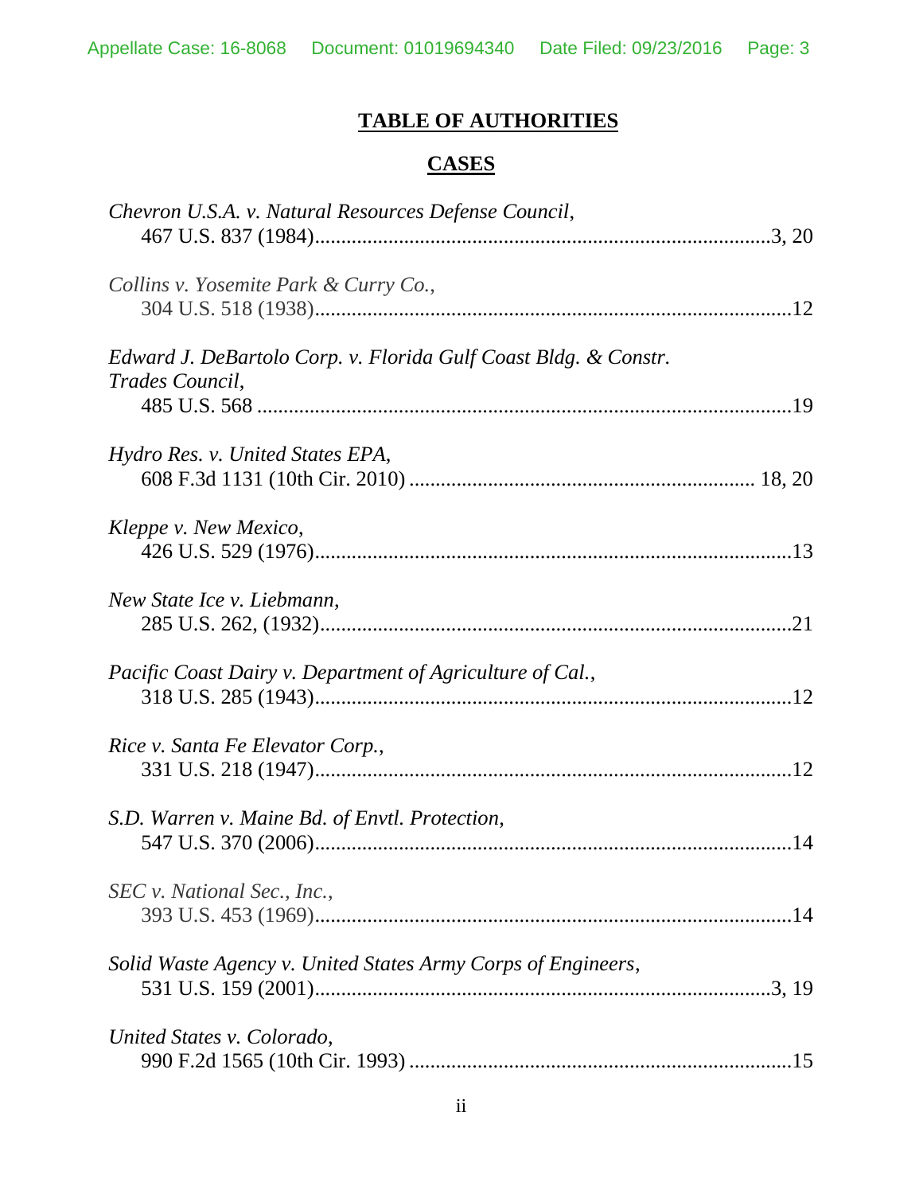# TABLE OF AUTHORITIES

## CASES

*Chevron U.S.A. v. Natural Resources Defense Council*,
467 U.S. 837 (1984) .......... 3, 20

*Collins v. Yosemite Park & Curry Co.*,
304 U.S. 518 (1938) .......... 12

*Edward J. DeBartolo Corp. v. Florida Gulf Coast Bldg. & Constr. Trades Council*,
485 U.S. 568 .......... 19

*Hydro Res. v. United States EPA*,
608 F.3d 1131 (10th Cir. 2010) .......... 18, 20

*Kleppe v. New Mexico*,
426 U.S. 529 (1976) .......... 13

*New State Ice v. Liebmann*,
285 U.S. 262, (1932) .......... 21

*Pacific Coast Dairy v. Department of Agriculture of Cal.*,
318 U.S. 285 (1943) .......... 12

*Rice v. Santa Fe Elevator Corp.*,
331 U.S. 218 (1947) .......... 12

*S.D. Warren v. Maine Bd. of Envtl. Protection*,
547 U.S. 370 (2006) .......... 14

*SEC v. National Sec., Inc.*,
393 U.S. 453 (1969) .......... 14

*Solid Waste Agency v. United States Army Corps of Engineers*,
531 U.S. 159 (2001) .......... 3, 19

*United States v. Colorado*,
990 F.2d 1565 (10th Cir. 1993) .......... 15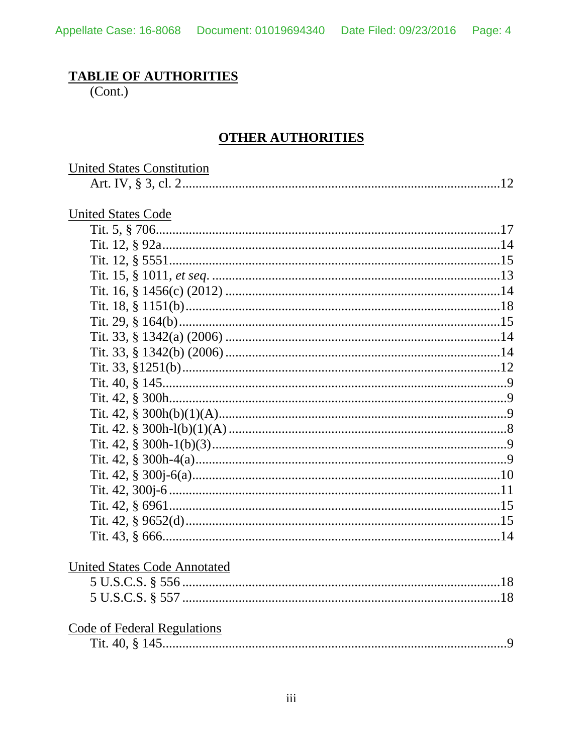## TABLIE OF AUTHORITIES
(Cont.)

### OTHER AUTHORITIES

United States Constitution

Art. IV, § 3, cl. 2 ....................................................... 12

United States Code

Tit. 5, § 706 ....................................................... 17
Tit. 12, § 92a ....................................................... 14
Tit. 12, § 5551 ....................................................... 15
Tit. 15, § 1011, *et seq.* ....................................................... 13
Tit. 16, § 1456(c) (2012) ....................................................... 14
Tit. 18, § 1151(b) ....................................................... 18
Tit. 29, § 164(b) ....................................................... 15
Tit. 33, § 1342(a) (2006) ....................................................... 14
Tit. 33, § 1342(b) (2006) ....................................................... 14
Tit. 33, §1251(b) ....................................................... 12
Tit. 40, § 145 ....................................................... 9
Tit. 42, § 300h ....................................................... 9
Tit. 42, § 300h(b)(1)(A) ....................................................... 9
Tit. 42. § 300h-l(b)(1)(A) ....................................................... 8
Tit. 42, § 300h-1(b)(3) ....................................................... 9
Tit. 42, § 300h-4(a) ....................................................... 9
Tit. 42, § 300j-6(a) ....................................................... 10
Tit. 42, 300j-6 ....................................................... 11
Tit. 42, § 6961 ....................................................... 15
Tit. 42, § 9652(d) ....................................................... 15
Tit. 43, § 666 ....................................................... 14

United States Code Annotated

5 U.S.C.S. § 556 ....................................................... 18
5 U.S.C.S. § 557 ....................................................... 18

Code of Federal Regulations

Tit. 40, § 145 ....................................................... 9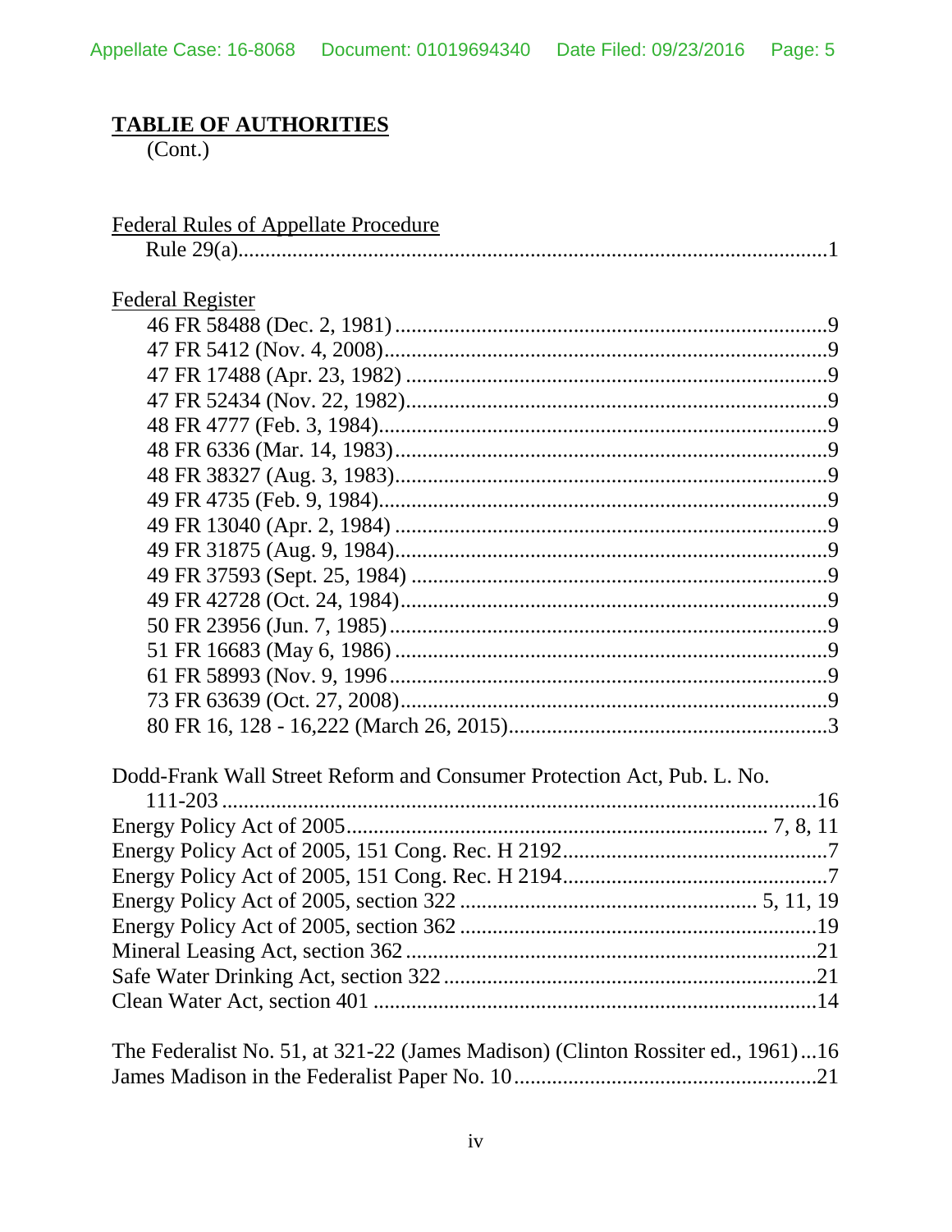**TABLIE OF AUTHORITIES**
(Cont.)

Federal Rules of Appellate Procedure
- Rule 29(a)....................................................................................................1

Federal Register
- 46 FR 58488 (Dec. 2, 1981)..........................................................................9
- 47 FR 5412 (Nov. 4, 2008)............................................................................9
- 47 FR 17488 (Apr. 23, 1982).........................................................................9
- 47 FR 52434 (Nov. 22, 1982)........................................................................9
- 48 FR 4777 (Feb. 3, 1984)............................................................................9
- 48 FR 6336 (Mar. 14, 1983)..........................................................................9
- 48 FR 38327 (Aug. 3, 1983)..........................................................................9
- 49 FR 4735 (Feb. 9, 1984)............................................................................9
- 49 FR 13040 (Apr. 2, 1984)...........................................................................9
- 49 FR 31875 (Aug. 9, 1984)..........................................................................9
- 49 FR 37593 (Sept. 25, 1984).......................................................................9
- 49 FR 42728 (Oct. 24, 1984).........................................................................9
- 50 FR 23956 (Jun. 7, 1985)...........................................................................9
- 51 FR 16683 (May 6, 1986)...........................................................................9
- 61 FR 58993 (Nov. 9, 1996...........................................................................9
- 73 FR 63639 (Oct. 27, 2008).........................................................................9
- 80 FR 16, 128 - 16,222 (March 26, 2015)....................................................3

Dodd-Frank Wall Street Reform and Consumer Protection Act, Pub. L. No. 111-203..........................................................................................................16

Energy Policy Act of 2005.................................................................... 7, 8, 11

Energy Policy Act of 2005, 151 Cong. Rec. H 2192.........................................7

Energy Policy Act of 2005, 151 Cong. Rec. H 2194.........................................7

Energy Policy Act of 2005, section 322 .............................................. 5, 11, 19

Energy Policy Act of 2005, section 362 ..........................................................19

Mineral Leasing Act, section 362....................................................................21

Safe Water Drinking Act, section 322.............................................................21

Clean Water Act, section 401 .........................................................................14

The Federalist No. 51, at 321-22 (James Madison) (Clinton Rossiter ed., 1961)...16

James Madison in the Federalist Paper No. 10................................................21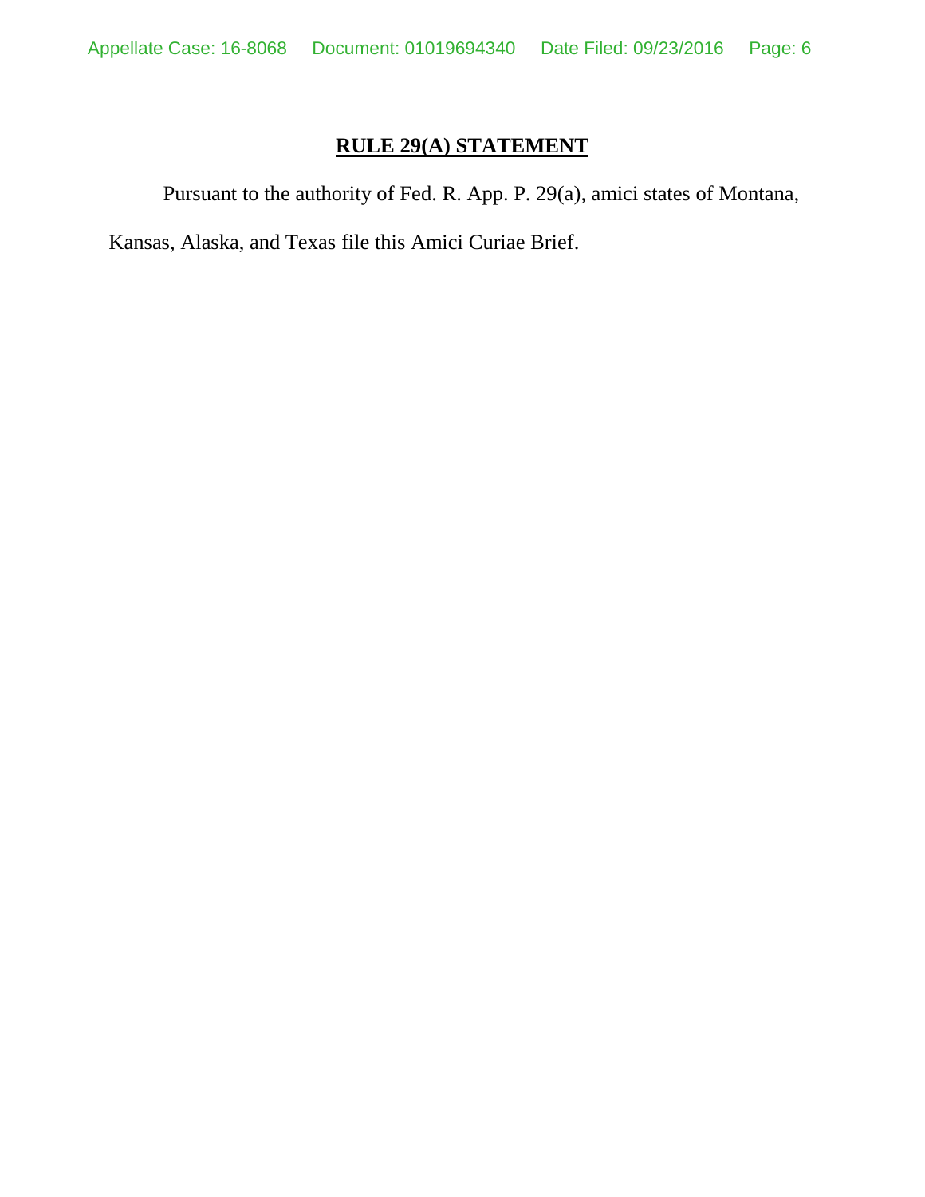## RULE 29(A) STATEMENT

Pursuant to the authority of Fed. R. App. P. 29(a), amici states of Montana, Kansas, Alaska, and Texas file this Amici Curiae Brief.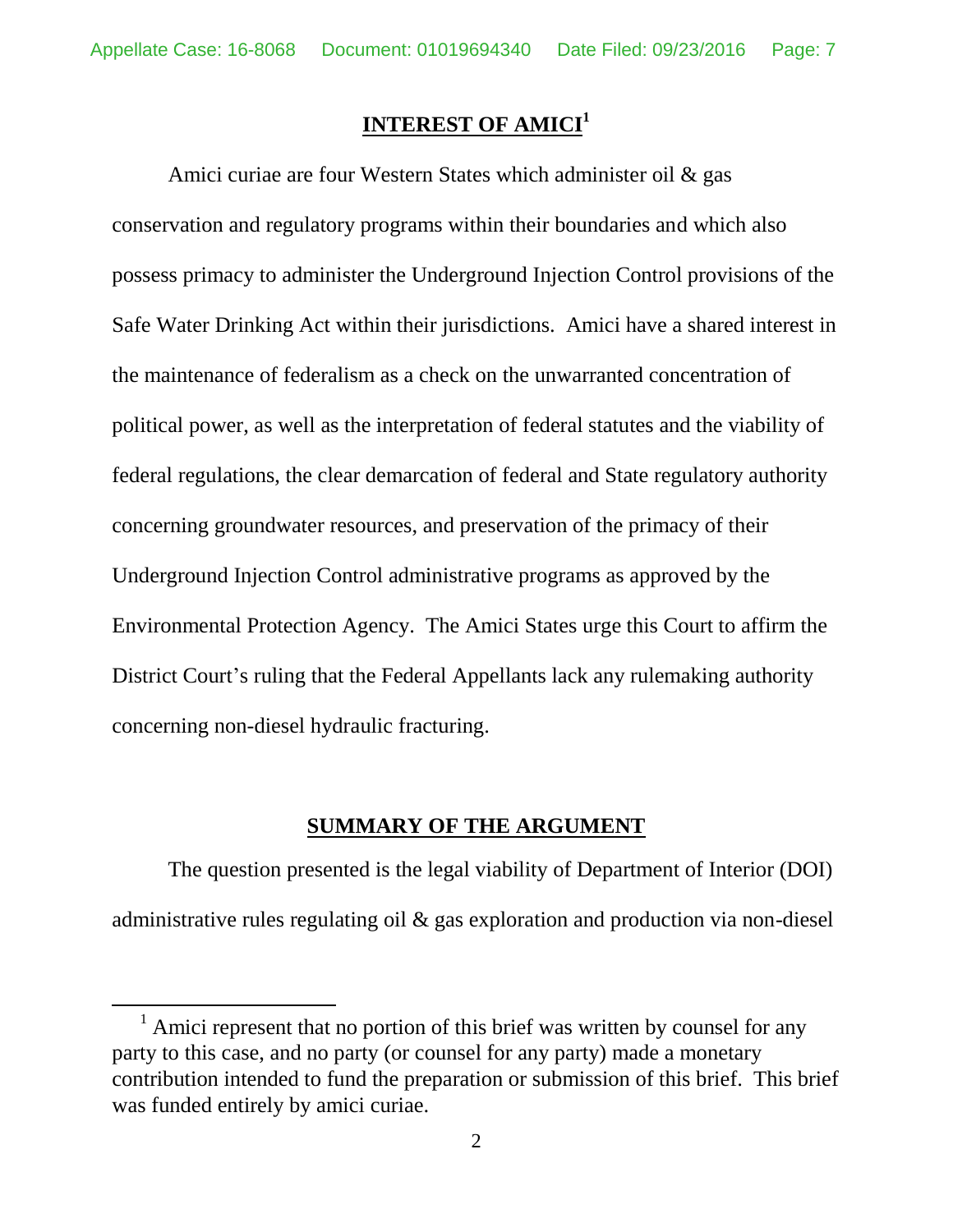## INTEREST OF AMICI[1]

Amici curiae are four Western States which administer oil & gas conservation and regulatory programs within their boundaries and which also possess primacy to administer the Underground Injection Control provisions of the Safe Water Drinking Act within their jurisdictions. Amici have a shared interest in the maintenance of federalism as a check on the unwarranted concentration of political power, as well as the interpretation of federal statutes and the viability of federal regulations, the clear demarcation of federal and State regulatory authority concerning groundwater resources, and preservation of the primacy of their Underground Injection Control administrative programs as approved by the Environmental Protection Agency. The Amici States urge this Court to affirm the District Court's ruling that the Federal Appellants lack any rulemaking authority concerning non-diesel hydraulic fracturing.

## SUMMARY OF THE ARGUMENT

The question presented is the legal viability of Department of Interior (DOI) administrative rules regulating oil & gas exploration and production via non-diesel

[1] Amici represent that no portion of this brief was written by counsel for any party to this case, and no party (or counsel for any party) made a monetary contribution intended to fund the preparation or submission of this brief. This brief was funded entirely by amici curiae.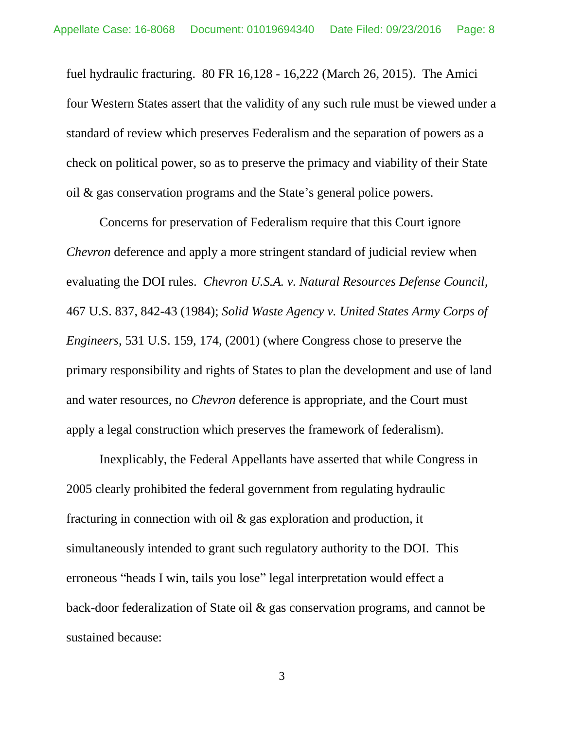fuel hydraulic fracturing. 80 FR 16,128 - 16,222 (March 26, 2015). The Amici four Western States assert that the validity of any such rule must be viewed under a standard of review which preserves Federalism and the separation of powers as a check on political power, so as to preserve the primacy and viability of their State oil & gas conservation programs and the State's general police powers.

Concerns for preservation of Federalism require that this Court ignore *Chevron* deference and apply a more stringent standard of judicial review when evaluating the DOI rules. *Chevron U.S.A. v. Natural Resources Defense Council*, 467 U.S. 837, 842-43 (1984); *Solid Waste Agency v. United States Army Corps of Engineers*, 531 U.S. 159, 174, (2001) (where Congress chose to preserve the primary responsibility and rights of States to plan the development and use of land and water resources, no *Chevron* deference is appropriate, and the Court must apply a legal construction which preserves the framework of federalism).

Inexplicably, the Federal Appellants have asserted that while Congress in 2005 clearly prohibited the federal government from regulating hydraulic fracturing in connection with oil & gas exploration and production, it simultaneously intended to grant such regulatory authority to the DOI. This erroneous "heads I win, tails you lose" legal interpretation would effect a back-door federalization of State oil & gas conservation programs, and cannot be sustained because: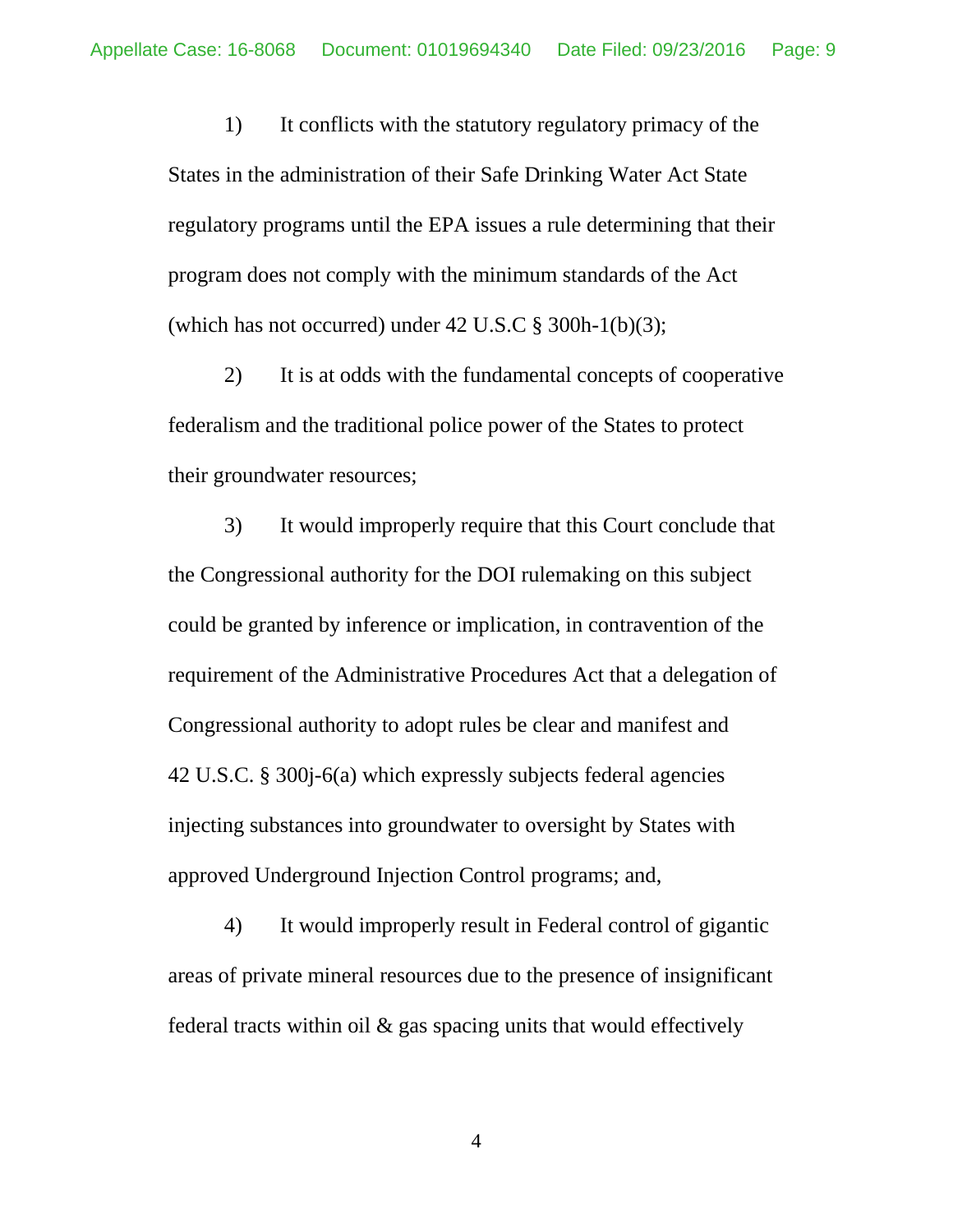1) It conflicts with the statutory regulatory primacy of the States in the administration of their Safe Drinking Water Act State regulatory programs until the EPA issues a rule determining that their program does not comply with the minimum standards of the Act (which has not occurred) under 42 U.S.C § 300h-1(b)(3);

2) It is at odds with the fundamental concepts of cooperative federalism and the traditional police power of the States to protect their groundwater resources;

3) It would improperly require that this Court conclude that the Congressional authority for the DOI rulemaking on this subject could be granted by inference or implication, in contravention of the requirement of the Administrative Procedures Act that a delegation of Congressional authority to adopt rules be clear and manifest and 42 U.S.C. § 300j-6(a) which expressly subjects federal agencies injecting substances into groundwater to oversight by States with approved Underground Injection Control programs; and,

4) It would improperly result in Federal control of gigantic areas of private mineral resources due to the presence of insignificant federal tracts within oil & gas spacing units that would effectively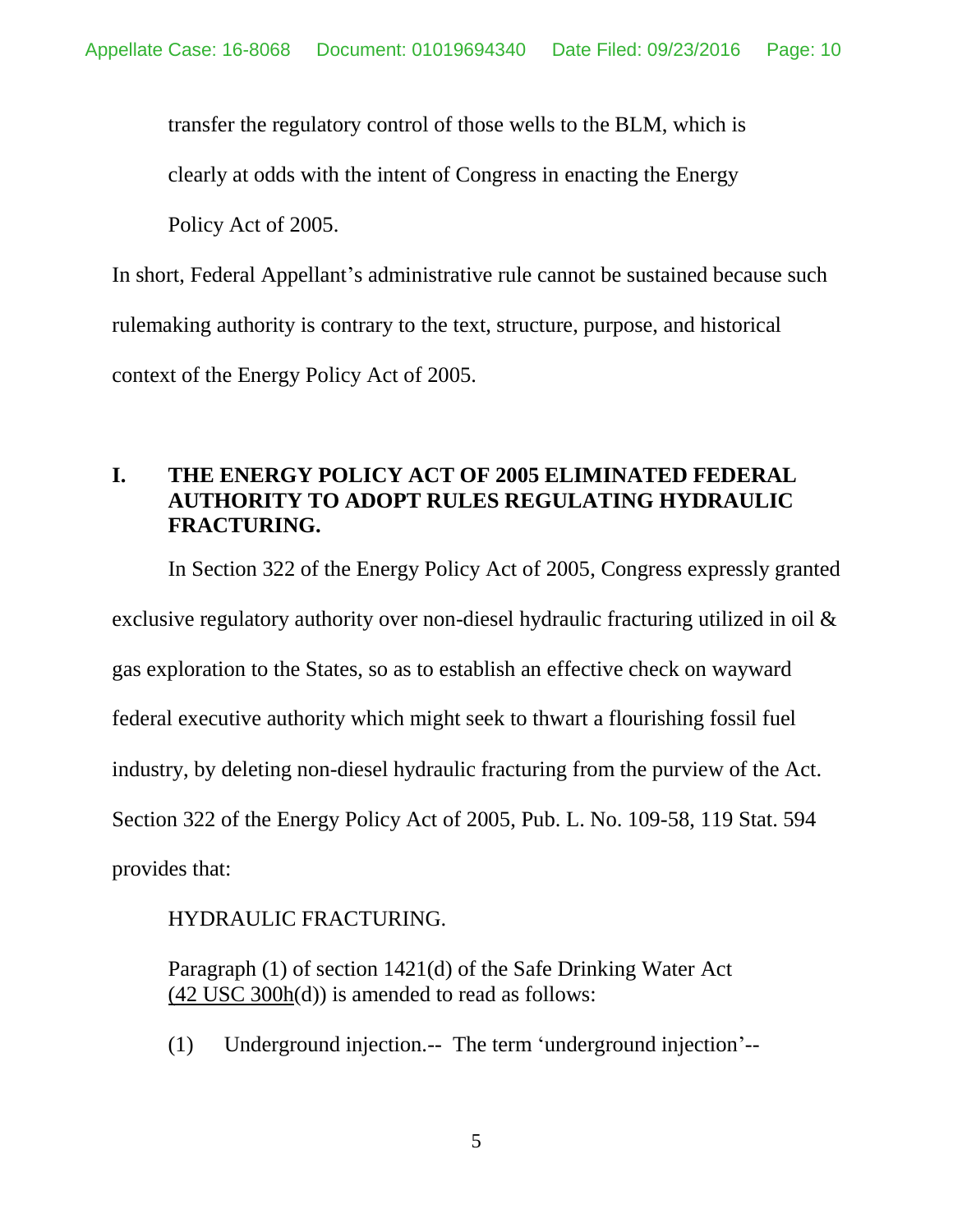transfer the regulatory control of those wells to the BLM, which is clearly at odds with the intent of Congress in enacting the Energy Policy Act of 2005.

In short, Federal Appellant's administrative rule cannot be sustained because such rulemaking authority is contrary to the text, structure, purpose, and historical context of the Energy Policy Act of 2005.

## I. THE ENERGY POLICY ACT OF 2005 ELIMINATED FEDERAL AUTHORITY TO ADOPT RULES REGULATING HYDRAULIC FRACTURING.

In Section 322 of the Energy Policy Act of 2005, Congress expressly granted exclusive regulatory authority over non-diesel hydraulic fracturing utilized in oil & gas exploration to the States, so as to establish an effective check on wayward federal executive authority which might seek to thwart a flourishing fossil fuel industry, by deleting non-diesel hydraulic fracturing from the purview of the Act. Section 322 of the Energy Policy Act of 2005, Pub. L. No. 109-58, 119 Stat. 594 provides that:

> HYDRAULIC FRACTURING.
>
> Paragraph (1) of section 1421(d) of the Safe Drinking Water Act (42 USC 300h(d)) is amended to read as follows:
>
> (1) Underground injection.-- The term 'underground injection'--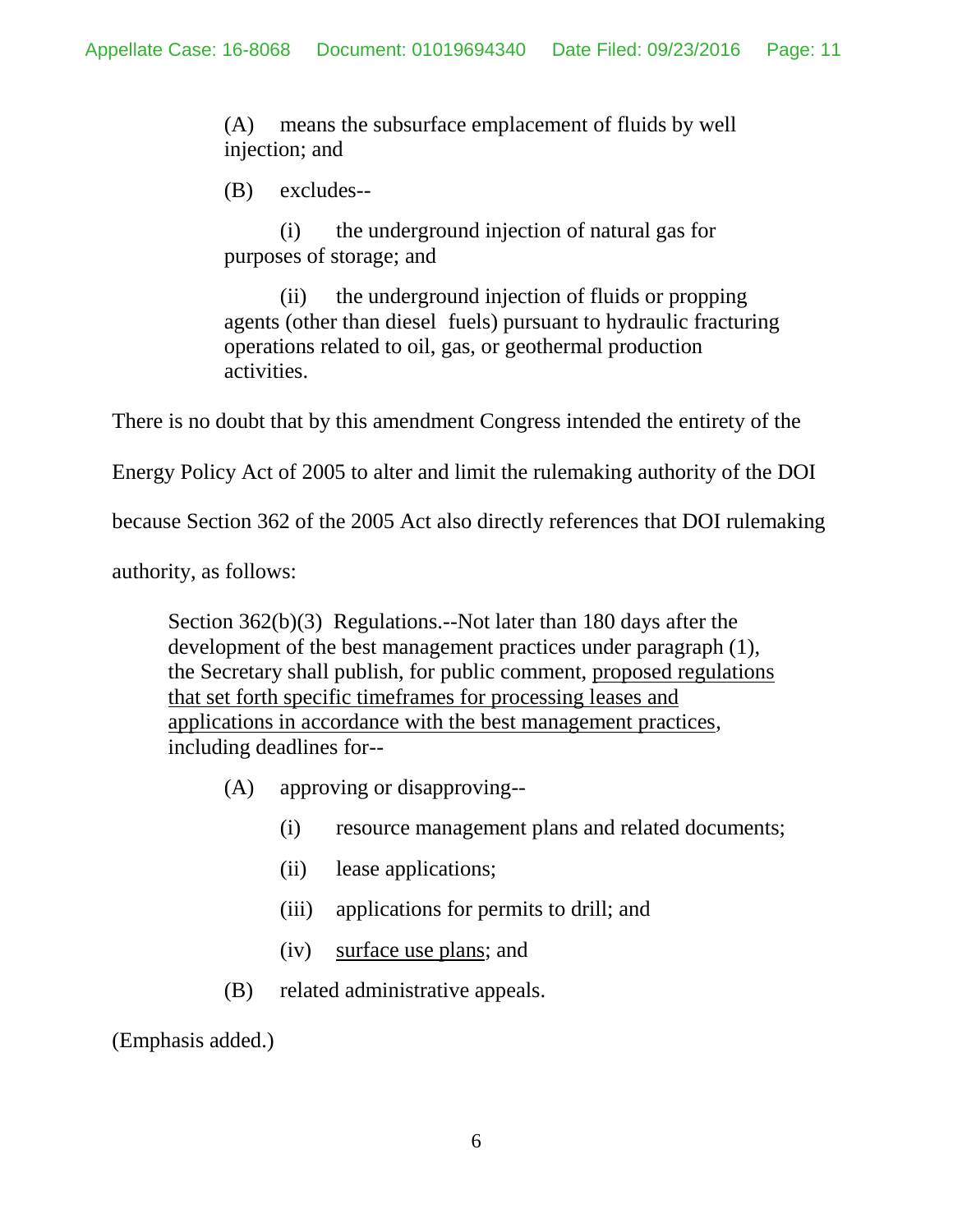> (A) means the subsurface emplacement of fluids by well injection; and
>
> (B) excludes--
>
> (i) the underground injection of natural gas for purposes of storage; and
>
> (ii) the underground injection of fluids or propping agents (other than diesel fuels) pursuant to hydraulic fracturing operations related to oil, gas, or geothermal production activities.

There is no doubt that by this amendment Congress intended the entirety of the Energy Policy Act of 2005 to alter and limit the rulemaking authority of the DOI because Section 362 of the 2005 Act also directly references that DOI rulemaking authority, as follows:

> Section 362(b)(3) Regulations.--Not later than 180 days after the development of the best management practices under paragraph (1), the Secretary shall publish, for public comment, <u>proposed regulations that set forth specific timeframes for processing leases and applications in accordance with the best management practices</u>, including deadlines for--
>
> (A) approving or disapproving--
>
> (i) resource management plans and related documents;
>
> (ii) lease applications;
>
> (iii) applications for permits to drill; and
>
> (iv) <u>surface use plans</u>; and
>
> (B) related administrative appeals.

(Emphasis added.)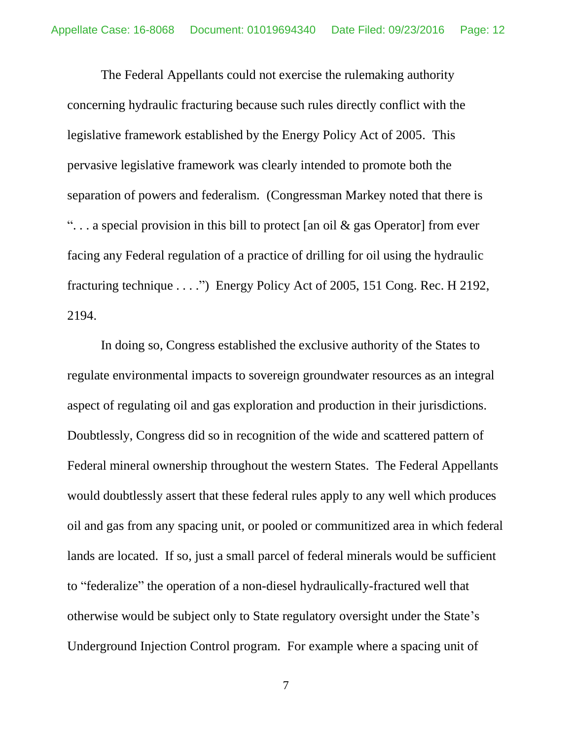The Federal Appellants could not exercise the rulemaking authority concerning hydraulic fracturing because such rules directly conflict with the legislative framework established by the Energy Policy Act of 2005. This pervasive legislative framework was clearly intended to promote both the separation of powers and federalism. (Congressman Markey noted that there is ". . . a special provision in this bill to protect [an oil & gas Operator] from ever facing any Federal regulation of a practice of drilling for oil using the hydraulic fracturing technique . . . .") Energy Policy Act of 2005, 151 Cong. Rec. H 2192, 2194.

In doing so, Congress established the exclusive authority of the States to regulate environmental impacts to sovereign groundwater resources as an integral aspect of regulating oil and gas exploration and production in their jurisdictions. Doubtlessly, Congress did so in recognition of the wide and scattered pattern of Federal mineral ownership throughout the western States. The Federal Appellants would doubtlessly assert that these federal rules apply to any well which produces oil and gas from any spacing unit, or pooled or communitized area in which federal lands are located. If so, just a small parcel of federal minerals would be sufficient to "federalize" the operation of a non-diesel hydraulically-fractured well that otherwise would be subject only to State regulatory oversight under the State's Underground Injection Control program. For example where a spacing unit of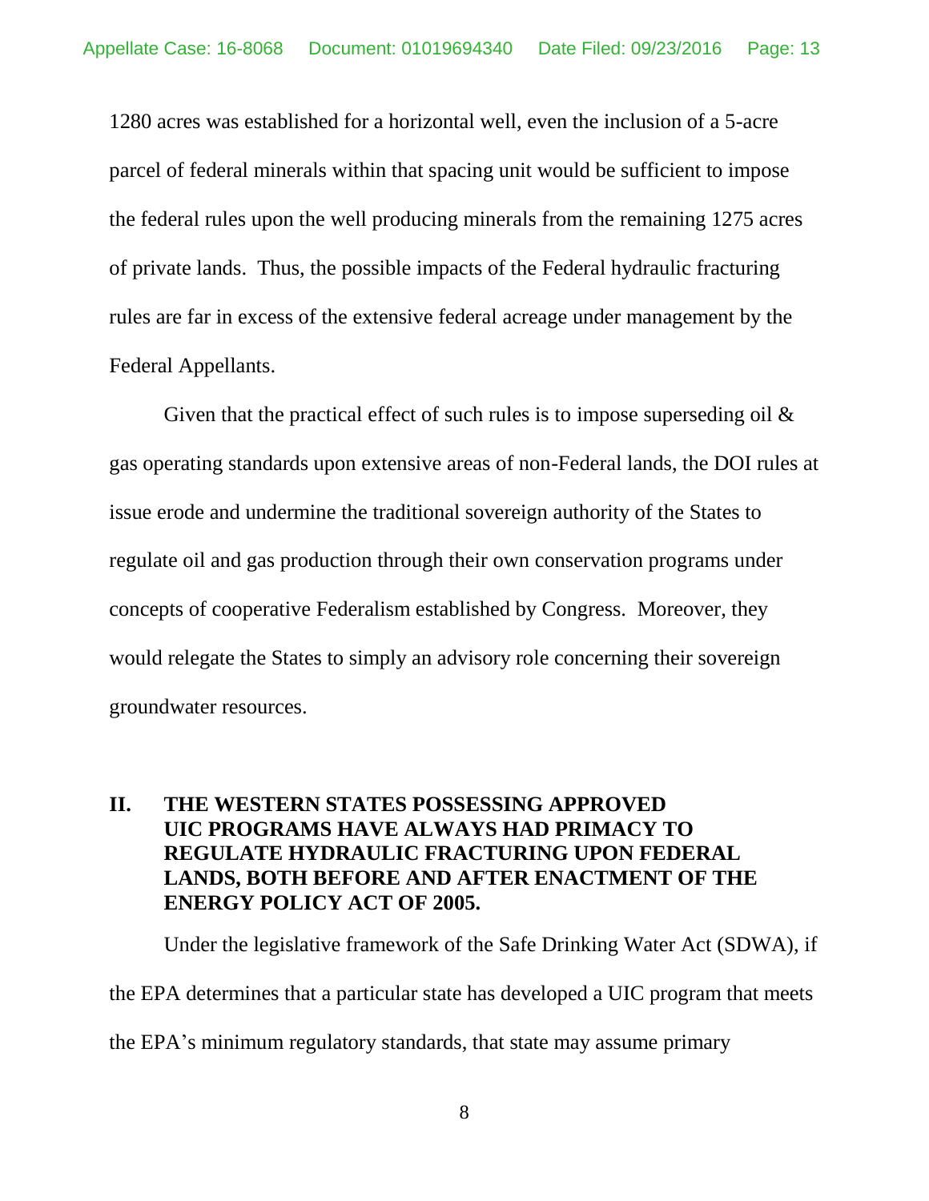1280 acres was established for a horizontal well, even the inclusion of a 5-acre parcel of federal minerals within that spacing unit would be sufficient to impose the federal rules upon the well producing minerals from the remaining 1275 acres of private lands. Thus, the possible impacts of the Federal hydraulic fracturing rules are far in excess of the extensive federal acreage under management by the Federal Appellants.

Given that the practical effect of such rules is to impose superseding oil & gas operating standards upon extensive areas of non-Federal lands, the DOI rules at issue erode and undermine the traditional sovereign authority of the States to regulate oil and gas production through their own conservation programs under concepts of cooperative Federalism established by Congress. Moreover, they would relegate the States to simply an advisory role concerning their sovereign groundwater resources.

## II. THE WESTERN STATES POSSESSING APPROVED UIC PROGRAMS HAVE ALWAYS HAD PRIMACY TO REGULATE HYDRAULIC FRACTURING UPON FEDERAL LANDS, BOTH BEFORE AND AFTER ENACTMENT OF THE ENERGY POLICY ACT OF 2005.

Under the legislative framework of the Safe Drinking Water Act (SDWA), if the EPA determines that a particular state has developed a UIC program that meets the EPA's minimum regulatory standards, that state may assume primary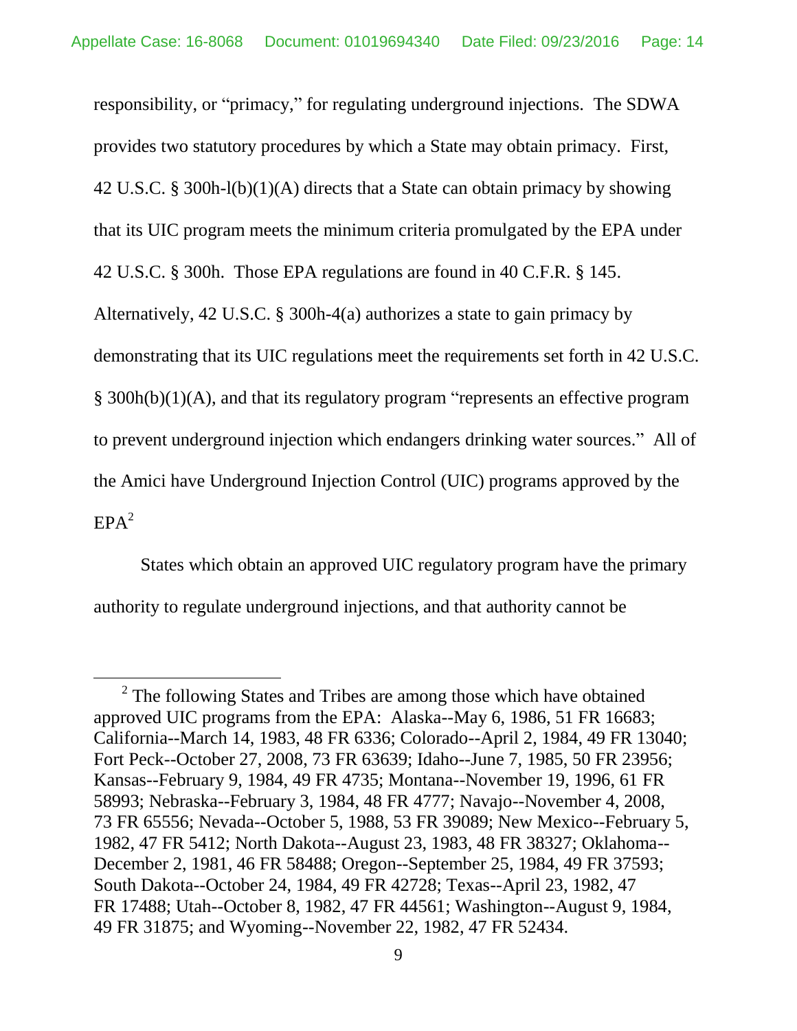responsibility, or "primacy," for regulating underground injections. The SDWA provides two statutory procedures by which a State may obtain primacy. First, 42 U.S.C. § 300h-l(b)(1)(A) directs that a State can obtain primacy by showing that its UIC program meets the minimum criteria promulgated by the EPA under 42 U.S.C. § 300h. Those EPA regulations are found in 40 C.F.R. § 145. Alternatively, 42 U.S.C. § 300h-4(a) authorizes a state to gain primacy by demonstrating that its UIC regulations meet the requirements set forth in 42 U.S.C. § 300h(b)(1)(A), and that its regulatory program "represents an effective program to prevent underground injection which endangers drinking water sources." All of the Amici have Underground Injection Control (UIC) programs approved by the EPA[2]

States which obtain an approved UIC regulatory program have the primary authority to regulate underground injections, and that authority cannot be

---

[2] The following States and Tribes are among those which have obtained approved UIC programs from the EPA: Alaska--May 6, 1986, 51 FR 16683; California--March 14, 1983, 48 FR 6336; Colorado--April 2, 1984, 49 FR 13040; Fort Peck--October 27, 2008, 73 FR 63639; Idaho--June 7, 1985, 50 FR 23956; Kansas--February 9, 1984, 49 FR 4735; Montana--November 19, 1996, 61 FR 58993; Nebraska--February 3, 1984, 48 FR 4777; Navajo--November 4, 2008, 73 FR 65556; Nevada--October 5, 1988, 53 FR 39089; New Mexico--February 5, 1982, 47 FR 5412; North Dakota--August 23, 1983, 48 FR 38327; Oklahoma--December 2, 1981, 46 FR 58488; Oregon--September 25, 1984, 49 FR 37593; South Dakota--October 24, 1984, 49 FR 42728; Texas--April 23, 1982, 47 FR 17488; Utah--October 8, 1982, 47 FR 44561; Washington--August 9, 1984, 49 FR 31875; and Wyoming--November 22, 1982, 47 FR 52434.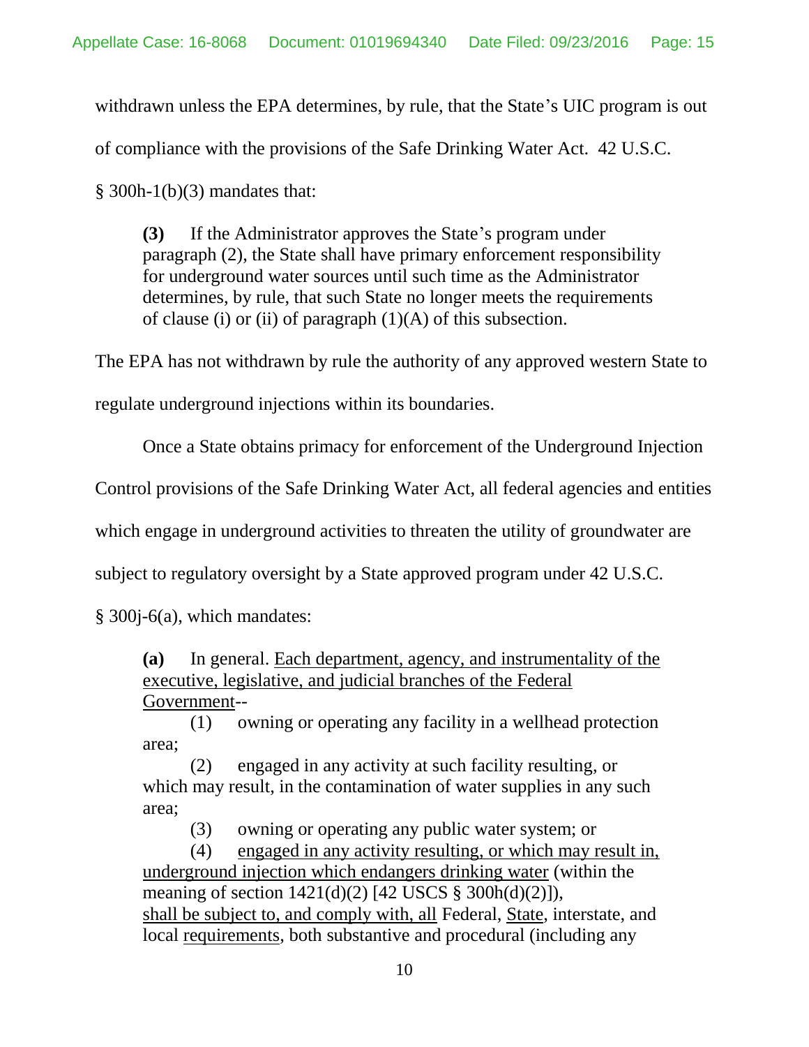withdrawn unless the EPA determines, by rule, that the State's UIC program is out of compliance with the provisions of the Safe Drinking Water Act. 42 U.S.C. § 300h-1(b)(3) mandates that:

> **(3)** If the Administrator approves the State's program under paragraph (2), the State shall have primary enforcement responsibility for underground water sources until such time as the Administrator determines, by rule, that such State no longer meets the requirements of clause (i) or (ii) of paragraph (1)(A) of this subsection.

The EPA has not withdrawn by rule the authority of any approved western State to regulate underground injections within its boundaries.

Once a State obtains primacy for enforcement of the Underground Injection Control provisions of the Safe Drinking Water Act, all federal agencies and entities which engage in underground activities to threaten the utility of groundwater are subject to regulatory oversight by a State approved program under 42 U.S.C. § 300j-6(a), which mandates:

> **(a)** In general. <u>Each department, agency, and instrumentality of the executive, legislative, and judicial branches of the Federal Government</u>--
>
> (1) owning or operating any facility in a wellhead protection area;
>
> (2) engaged in any activity at such facility resulting, or which may result, in the contamination of water supplies in any such area;
>
> (3) owning or operating any public water system; or
>
> (4) <u>engaged in any activity resulting, or which may result in, underground injection which endangers drinking water</u> (within the meaning of section 1421(d)(2) [42 USCS § 300h(d)(2)]),
>
> <u>shall be subject to, and comply with, all</u> Federal, <u>State</u>, interstate, and local <u>requirements</u>, both substantive and procedural (including any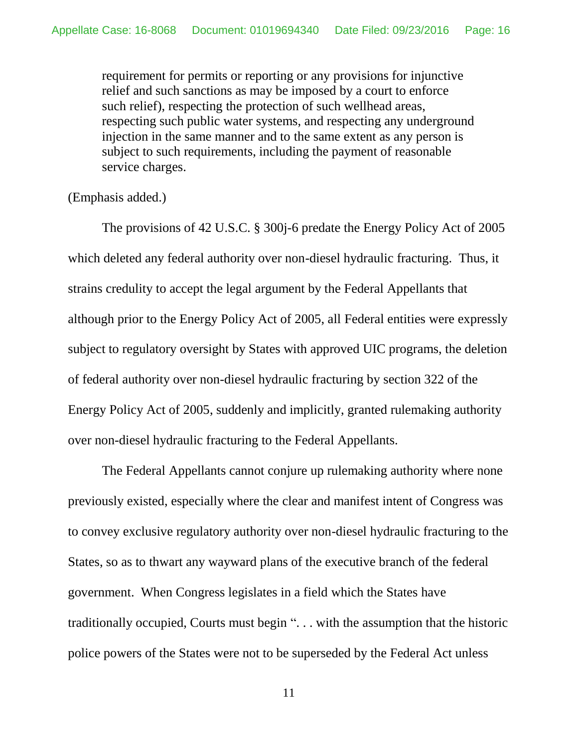> requirement for permits or reporting or any provisions for injunctive relief and such sanctions as may be imposed by a court to enforce such relief), respecting the protection of such wellhead areas, respecting such public water systems, and respecting any underground injection in the same manner and to the same extent as any person is subject to such requirements, including the payment of reasonable service charges.

(Emphasis added.)

The provisions of 42 U.S.C. § 300j-6 predate the Energy Policy Act of 2005 which deleted any federal authority over non-diesel hydraulic fracturing. Thus, it strains credulity to accept the legal argument by the Federal Appellants that although prior to the Energy Policy Act of 2005, all Federal entities were expressly subject to regulatory oversight by States with approved UIC programs, the deletion of federal authority over non-diesel hydraulic fracturing by section 322 of the Energy Policy Act of 2005, suddenly and implicitly, granted rulemaking authority over non-diesel hydraulic fracturing to the Federal Appellants.

The Federal Appellants cannot conjure up rulemaking authority where none previously existed, especially where the clear and manifest intent of Congress was to convey exclusive regulatory authority over non-diesel hydraulic fracturing to the States, so as to thwart any wayward plans of the executive branch of the federal government. When Congress legislates in a field which the States have traditionally occupied, Courts must begin ". . . with the assumption that the historic police powers of the States were not to be superseded by the Federal Act unless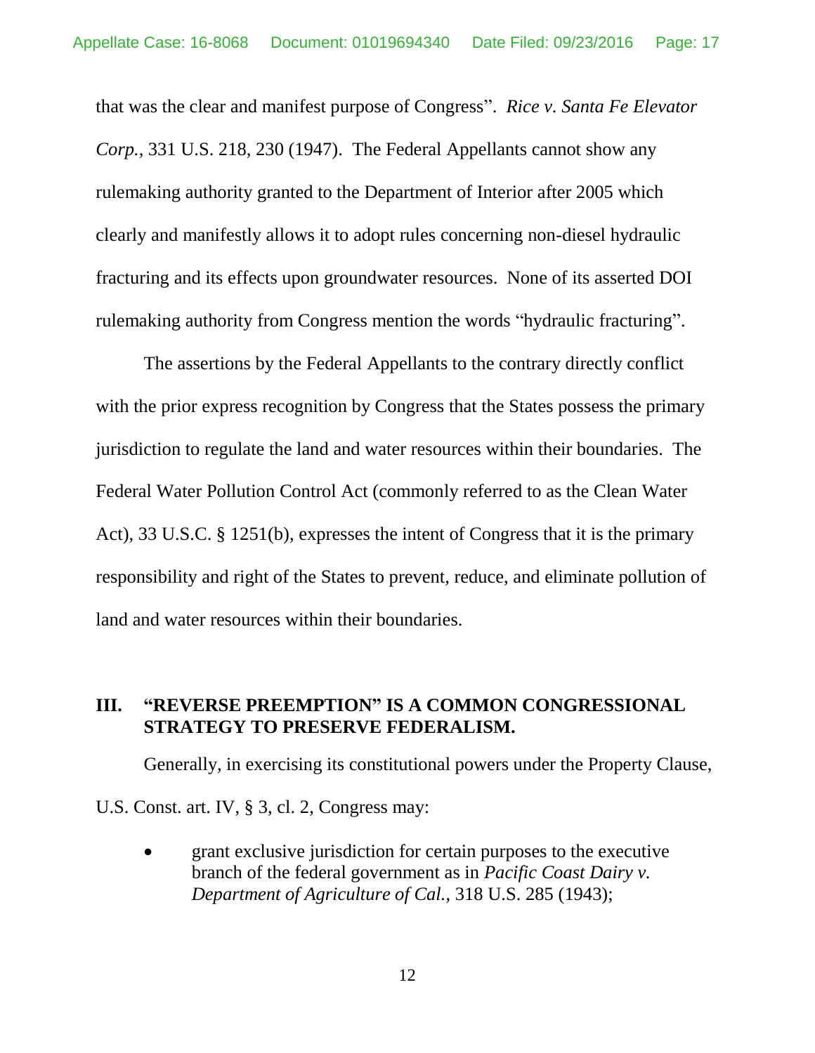that was the clear and manifest purpose of Congress". *Rice v. Santa Fe Elevator Corp.*, 331 U.S. 218, 230 (1947). The Federal Appellants cannot show any rulemaking authority granted to the Department of Interior after 2005 which clearly and manifestly allows it to adopt rules concerning non-diesel hydraulic fracturing and its effects upon groundwater resources. None of its asserted DOI rulemaking authority from Congress mention the words "hydraulic fracturing".

The assertions by the Federal Appellants to the contrary directly conflict with the prior express recognition by Congress that the States possess the primary jurisdiction to regulate the land and water resources within their boundaries. The Federal Water Pollution Control Act (commonly referred to as the Clean Water Act), 33 U.S.C. § 1251(b), expresses the intent of Congress that it is the primary responsibility and right of the States to prevent, reduce, and eliminate pollution of land and water resources within their boundaries.

## III. "REVERSE PREEMPTION" IS A COMMON CONGRESSIONAL STRATEGY TO PRESERVE FEDERALISM.

Generally, in exercising its constitutional powers under the Property Clause, U.S. Const. art. IV, § 3, cl. 2, Congress may:

- grant exclusive jurisdiction for certain purposes to the executive branch of the federal government as in *Pacific Coast Dairy v. Department of Agriculture of Cal.*, 318 U.S. 285 (1943);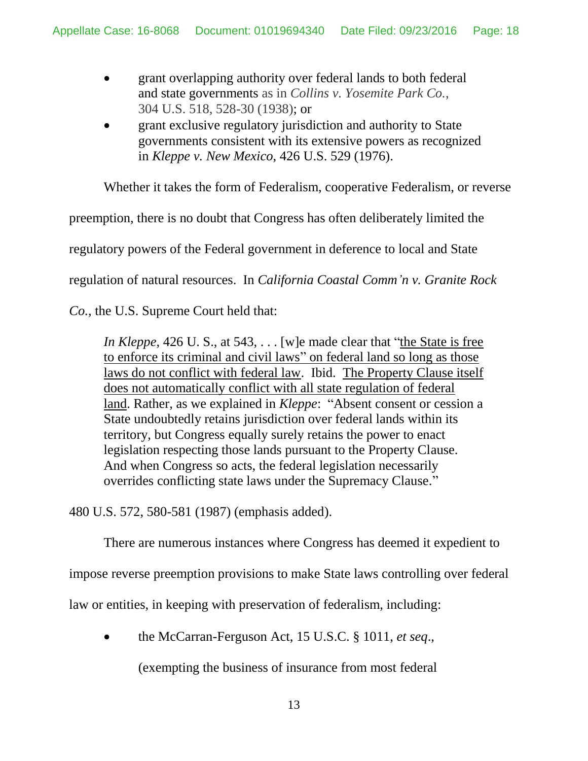- grant overlapping authority over federal lands to both federal and state governments as in *Collins v. Yosemite Park Co.*, 304 U.S. 518, 528-30 (1938); or
- grant exclusive regulatory jurisdiction and authority to State governments consistent with its extensive powers as recognized in *Kleppe v. New Mexico*, 426 U.S. 529 (1976).

Whether it takes the form of Federalism, cooperative Federalism, or reverse preemption, there is no doubt that Congress has often deliberately limited the regulatory powers of the Federal government in deference to local and State regulation of natural resources. In *California Coastal Comm'n v. Granite Rock Co.*, the U.S. Supreme Court held that:

> *In Kleppe*, 426 U. S., at 543, . . . [w]e made clear that "<u>the State is free to enforce its criminal and civil laws" on federal land so long as those laws do not conflict with federal law</u>. Ibid. <u>The Property Clause itself does not automatically conflict with all state regulation of federal land</u>. Rather, as we explained in *Kleppe*: "Absent consent or cession a State undoubtedly retains jurisdiction over federal lands within its territory, but Congress equally surely retains the power to enact legislation respecting those lands pursuant to the Property Clause. And when Congress so acts, the federal legislation necessarily overrides conflicting state laws under the Supremacy Clause."

480 U.S. 572, 580-581 (1987) (emphasis added).

There are numerous instances where Congress has deemed it expedient to impose reverse preemption provisions to make State laws controlling over federal law or entities, in keeping with preservation of federalism, including:

- the McCarran-Ferguson Act, 15 U.S.C. § 1011, *et seq*., (exempting the business of insurance from most federal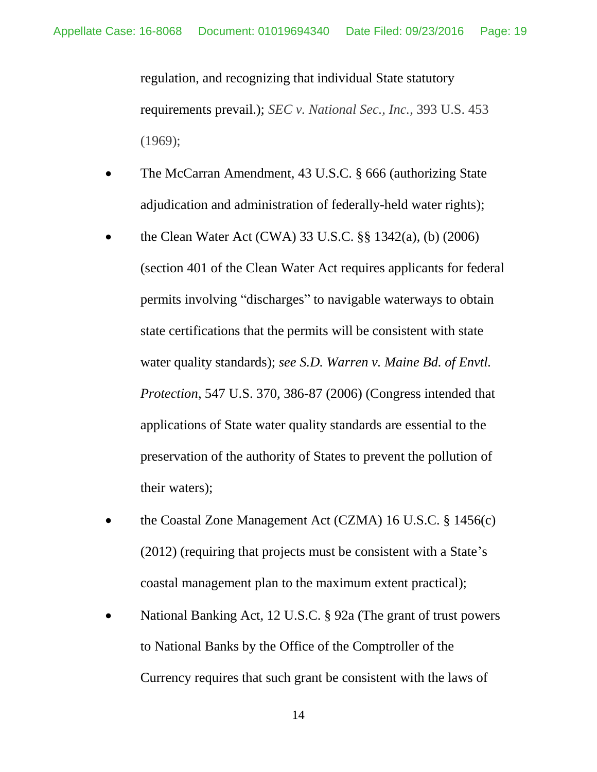regulation, and recognizing that individual State statutory requirements prevail.); *SEC v. National Sec., Inc.*, 393 U.S. 453 (1969);

- The McCarran Amendment, 43 U.S.C. § 666 (authorizing State adjudication and administration of federally-held water rights);
- the Clean Water Act (CWA) 33 U.S.C. §§ 1342(a), (b) (2006) (section 401 of the Clean Water Act requires applicants for federal permits involving "discharges" to navigable waterways to obtain state certifications that the permits will be consistent with state water quality standards); *see S.D. Warren v. Maine Bd. of Envtl. Protection*, 547 U.S. 370, 386-87 (2006) (Congress intended that applications of State water quality standards are essential to the preservation of the authority of States to prevent the pollution of their waters);
- the Coastal Zone Management Act (CZMA) 16 U.S.C. § 1456(c) (2012) (requiring that projects must be consistent with a State's coastal management plan to the maximum extent practical);
- National Banking Act, 12 U.S.C. § 92a (The grant of trust powers to National Banks by the Office of the Comptroller of the Currency requires that such grant be consistent with the laws of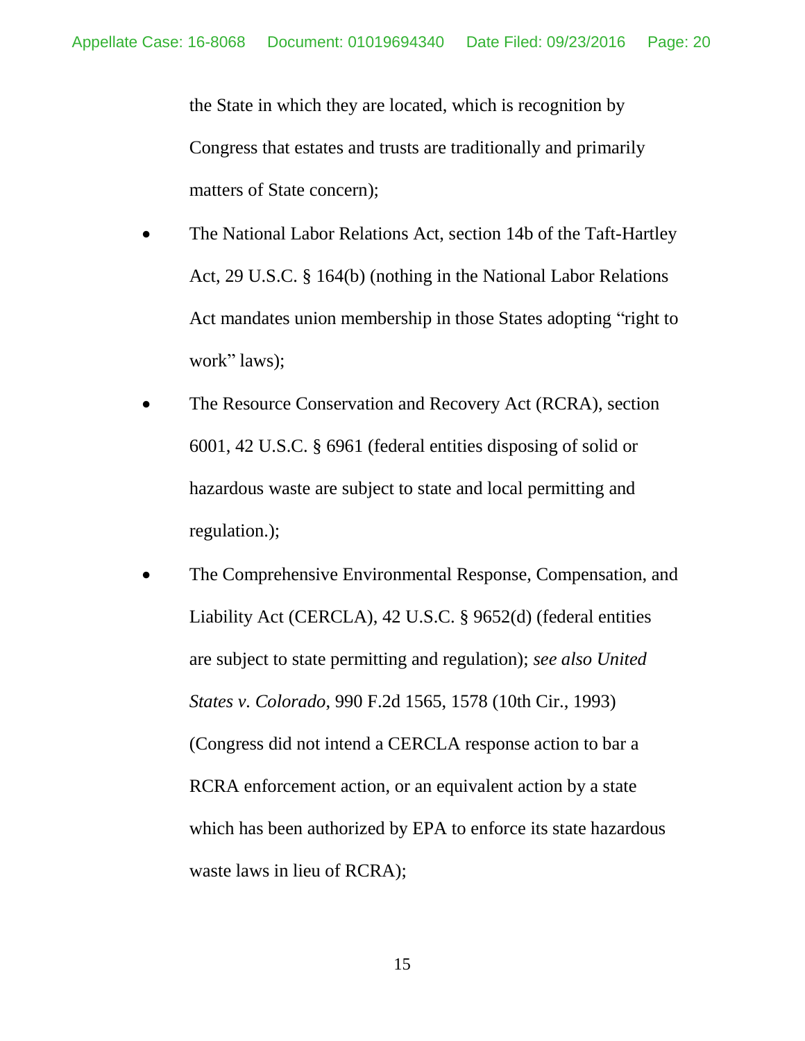the State in which they are located, which is recognition by Congress that estates and trusts are traditionally and primarily matters of State concern);

- The National Labor Relations Act, section 14b of the Taft-Hartley Act, 29 U.S.C. § 164(b) (nothing in the National Labor Relations Act mandates union membership in those States adopting "right to work" laws);
- The Resource Conservation and Recovery Act (RCRA), section 6001, 42 U.S.C. § 6961 (federal entities disposing of solid or hazardous waste are subject to state and local permitting and regulation.);
- The Comprehensive Environmental Response, Compensation, and Liability Act (CERCLA), 42 U.S.C. § 9652(d) (federal entities are subject to state permitting and regulation); *see also United States v. Colorado*, 990 F.2d 1565, 1578 (10th Cir., 1993) (Congress did not intend a CERCLA response action to bar a RCRA enforcement action, or an equivalent action by a state which has been authorized by EPA to enforce its state hazardous waste laws in lieu of RCRA);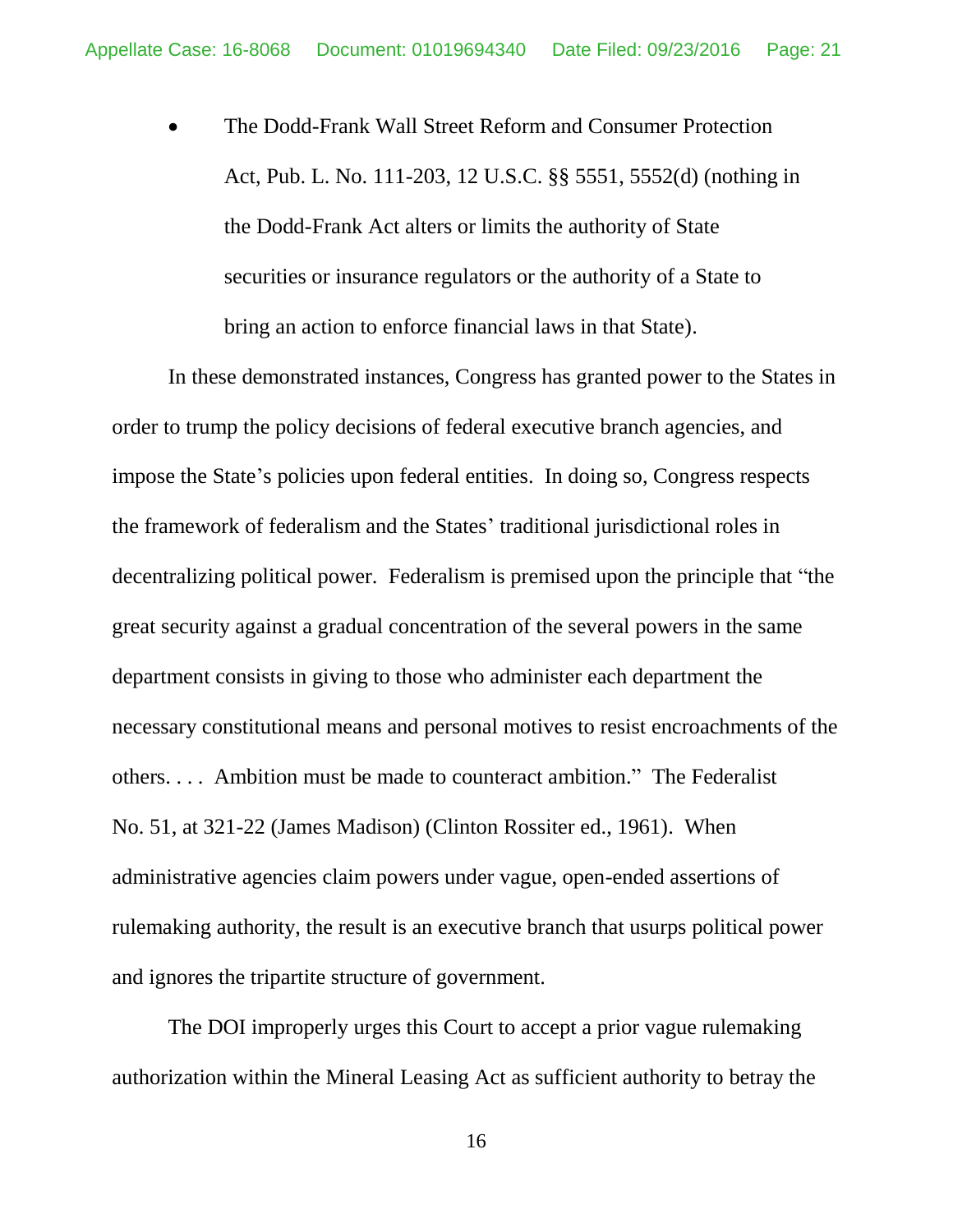- The Dodd-Frank Wall Street Reform and Consumer Protection Act, Pub. L. No. 111-203, 12 U.S.C. §§ 5551, 5552(d) (nothing in the Dodd-Frank Act alters or limits the authority of State securities or insurance regulators or the authority of a State to bring an action to enforce financial laws in that State).

In these demonstrated instances, Congress has granted power to the States in order to trump the policy decisions of federal executive branch agencies, and impose the State's policies upon federal entities. In doing so, Congress respects the framework of federalism and the States' traditional jurisdictional roles in decentralizing political power. Federalism is premised upon the principle that "the great security against a gradual concentration of the several powers in the same department consists in giving to those who administer each department the necessary constitutional means and personal motives to resist encroachments of the others. . . . Ambition must be made to counteract ambition." The Federalist No. 51, at 321-22 (James Madison) (Clinton Rossiter ed., 1961). When administrative agencies claim powers under vague, open-ended assertions of rulemaking authority, the result is an executive branch that usurps political power and ignores the tripartite structure of government.

The DOI improperly urges this Court to accept a prior vague rulemaking authorization within the Mineral Leasing Act as sufficient authority to betray the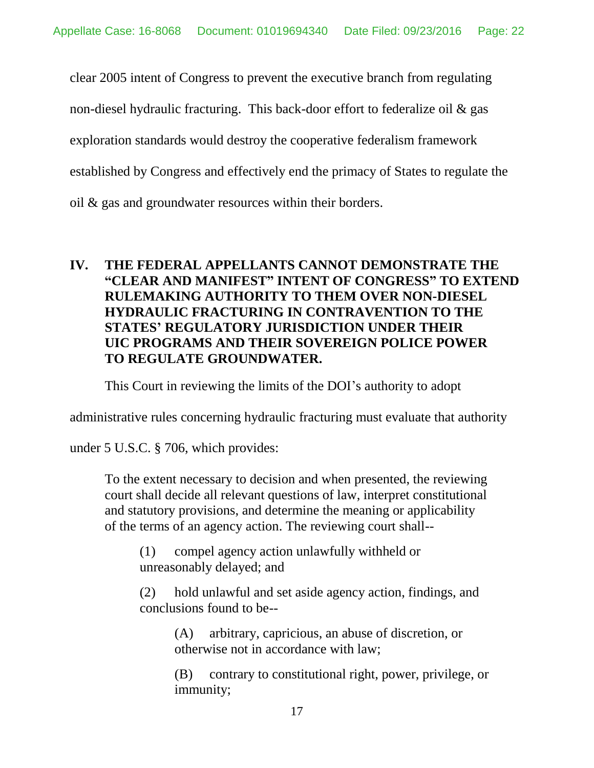clear 2005 intent of Congress to prevent the executive branch from regulating non-diesel hydraulic fracturing. This back-door effort to federalize oil & gas exploration standards would destroy the cooperative federalism framework established by Congress and effectively end the primacy of States to regulate the oil & gas and groundwater resources within their borders.

## IV. THE FEDERAL APPELLANTS CANNOT DEMONSTRATE THE "CLEAR AND MANIFEST" INTENT OF CONGRESS" TO EXTEND RULEMAKING AUTHORITY TO THEM OVER NON-DIESEL HYDRAULIC FRACTURING IN CONTRAVENTION TO THE STATES' REGULATORY JURISDICTION UNDER THEIR UIC PROGRAMS AND THEIR SOVEREIGN POLICE POWER TO REGULATE GROUNDWATER.

This Court in reviewing the limits of the DOI's authority to adopt administrative rules concerning hydraulic fracturing must evaluate that authority under 5 U.S.C. § 706, which provides:

> To the extent necessary to decision and when presented, the reviewing court shall decide all relevant questions of law, interpret constitutional and statutory provisions, and determine the meaning or applicability of the terms of an agency action. The reviewing court shall--
>
> (1) compel agency action unlawfully withheld or unreasonably delayed; and
>
> (2) hold unlawful and set aside agency action, findings, and conclusions found to be--
>
> (A) arbitrary, capricious, an abuse of discretion, or otherwise not in accordance with law;
>
> (B) contrary to constitutional right, power, privilege, or immunity;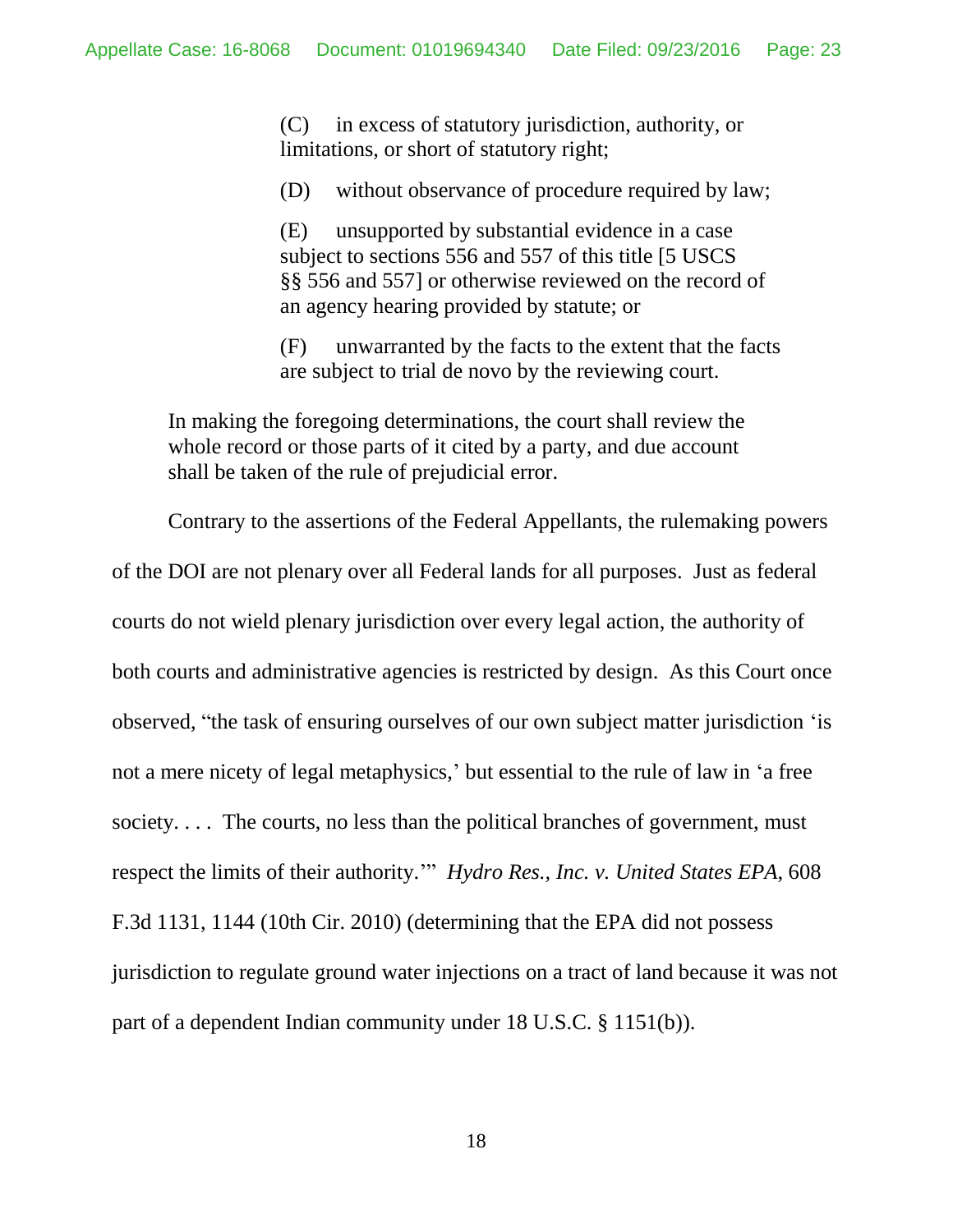> (C) in excess of statutory jurisdiction, authority, or limitations, or short of statutory right;
>
> (D) without observance of procedure required by law;
>
> (E) unsupported by substantial evidence in a case subject to sections 556 and 557 of this title [5 USCS §§ 556 and 557] or otherwise reviewed on the record of an agency hearing provided by statute; or
>
> (F) unwarranted by the facts to the extent that the facts are subject to trial de novo by the reviewing court.
>
> In making the foregoing determinations, the court shall review the whole record or those parts of it cited by a party, and due account shall be taken of the rule of prejudicial error.

Contrary to the assertions of the Federal Appellants, the rulemaking powers of the DOI are not plenary over all Federal lands for all purposes. Just as federal courts do not wield plenary jurisdiction over every legal action, the authority of both courts and administrative agencies is restricted by design. As this Court once observed, "the task of ensuring ourselves of our own subject matter jurisdiction 'is not a mere nicety of legal metaphysics,' but essential to the rule of law in 'a free society. . . . The courts, no less than the political branches of government, must respect the limits of their authority.'" *Hydro Res., Inc. v. United States EPA*, 608 F.3d 1131, 1144 (10th Cir. 2010) (determining that the EPA did not possess jurisdiction to regulate ground water injections on a tract of land because it was not part of a dependent Indian community under 18 U.S.C. § 1151(b)).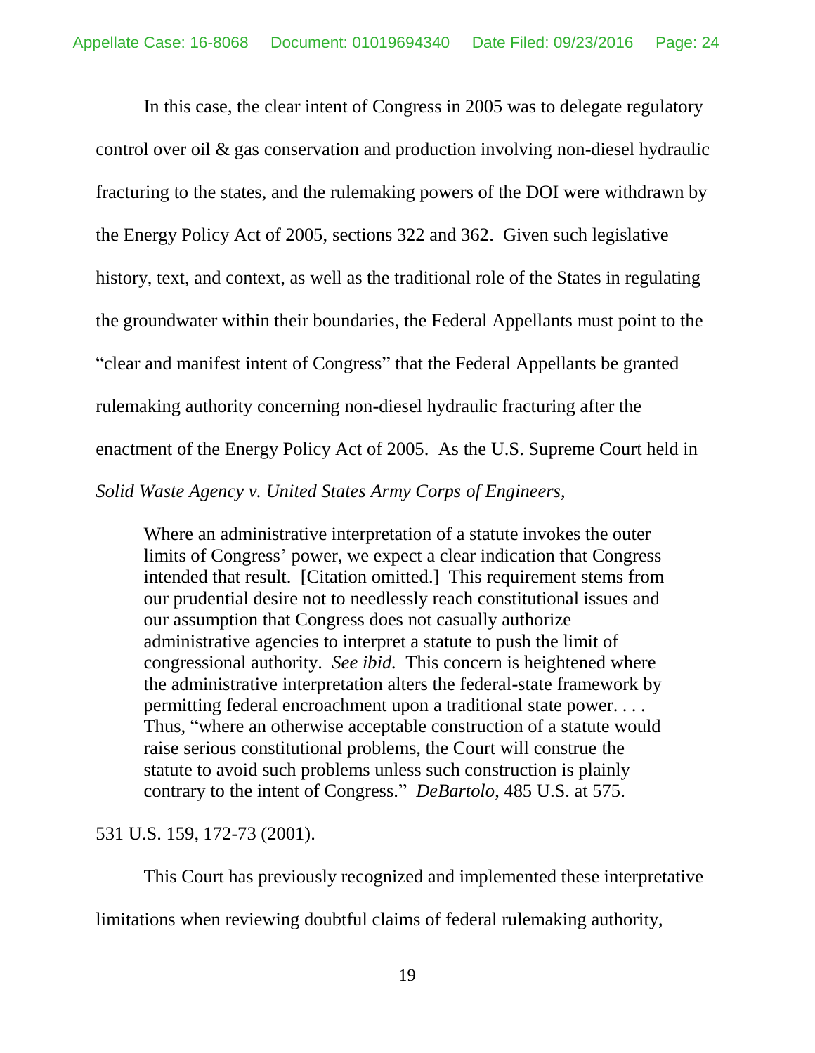In this case, the clear intent of Congress in 2005 was to delegate regulatory control over oil & gas conservation and production involving non-diesel hydraulic fracturing to the states, and the rulemaking powers of the DOI were withdrawn by the Energy Policy Act of 2005, sections 322 and 362. Given such legislative history, text, and context, as well as the traditional role of the States in regulating the groundwater within their boundaries, the Federal Appellants must point to the "clear and manifest intent of Congress" that the Federal Appellants be granted rulemaking authority concerning non-diesel hydraulic fracturing after the enactment of the Energy Policy Act of 2005. As the U.S. Supreme Court held in *Solid Waste Agency v. United States Army Corps of Engineers*,

> Where an administrative interpretation of a statute invokes the outer limits of Congress' power, we expect a clear indication that Congress intended that result. [Citation omitted.] This requirement stems from our prudential desire not to needlessly reach constitutional issues and our assumption that Congress does not casually authorize administrative agencies to interpret a statute to push the limit of congressional authority. *See ibid.* This concern is heightened where the administrative interpretation alters the federal-state framework by permitting federal encroachment upon a traditional state power. . . . Thus, "where an otherwise acceptable construction of a statute would raise serious constitutional problems, the Court will construe the statute to avoid such problems unless such construction is plainly contrary to the intent of Congress." *DeBartolo*, 485 U.S. at 575.

531 U.S. 159, 172-73 (2001).

This Court has previously recognized and implemented these interpretative limitations when reviewing doubtful claims of federal rulemaking authority,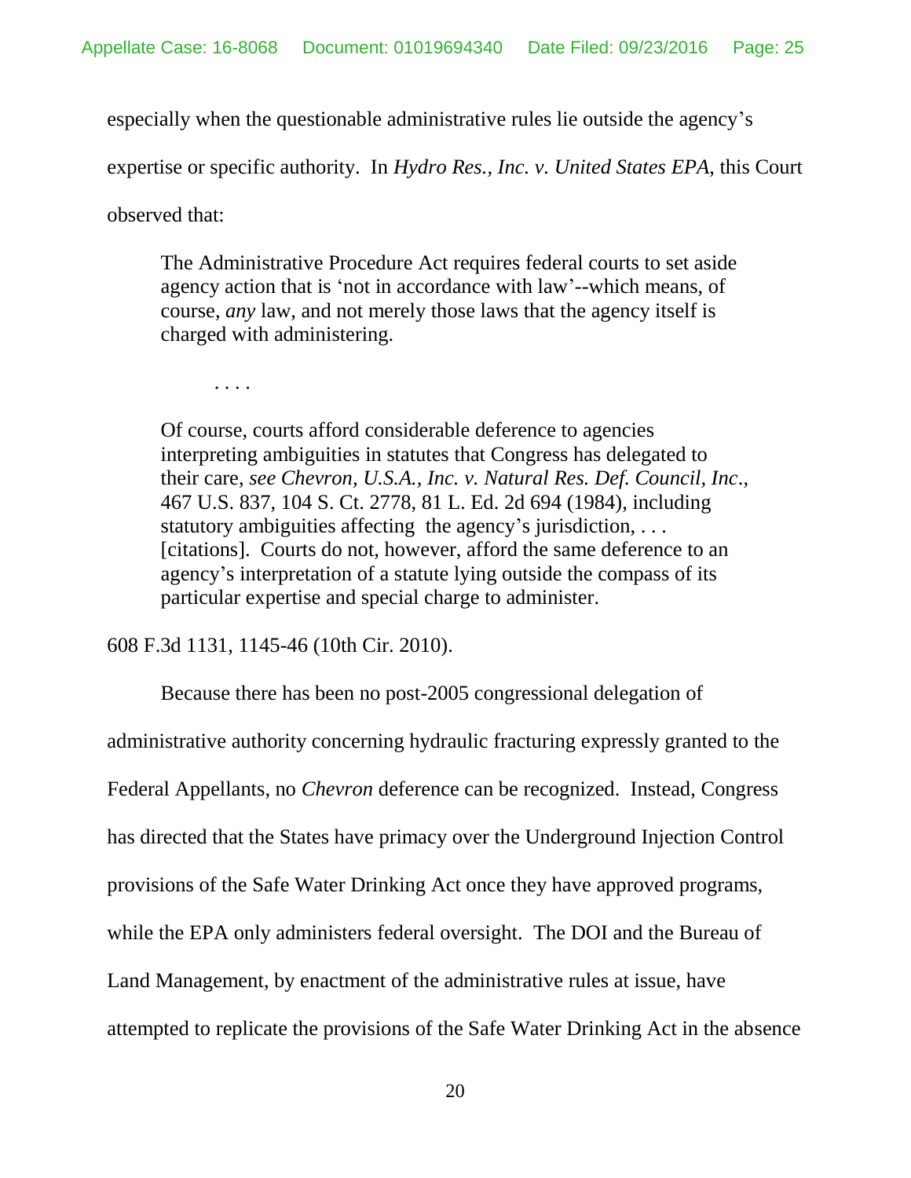especially when the questionable administrative rules lie outside the agency's expertise or specific authority. In *Hydro Res., Inc. v. United States EPA*, this Court observed that:

> The Administrative Procedure Act requires federal courts to set aside agency action that is 'not in accordance with law'--which means, of course, *any* law, and not merely those laws that the agency itself is charged with administering.
>
> . . . .
>
> Of course, courts afford considerable deference to agencies interpreting ambiguities in statutes that Congress has delegated to their care, *see Chevron, U.S.A., Inc. v. Natural Res. Def. Council, Inc.*, 467 U.S. 837, 104 S. Ct. 2778, 81 L. Ed. 2d 694 (1984), including statutory ambiguities affecting the agency's jurisdiction, . . . [citations]. Courts do not, however, afford the same deference to an agency's interpretation of a statute lying outside the compass of its particular expertise and special charge to administer.

608 F.3d 1131, 1145-46 (10th Cir. 2010).

Because there has been no post-2005 congressional delegation of administrative authority concerning hydraulic fracturing expressly granted to the Federal Appellants, no *Chevron* deference can be recognized. Instead, Congress has directed that the States have primacy over the Underground Injection Control provisions of the Safe Water Drinking Act once they have approved programs, while the EPA only administers federal oversight. The DOI and the Bureau of Land Management, by enactment of the administrative rules at issue, have attempted to replicate the provisions of the Safe Water Drinking Act in the absence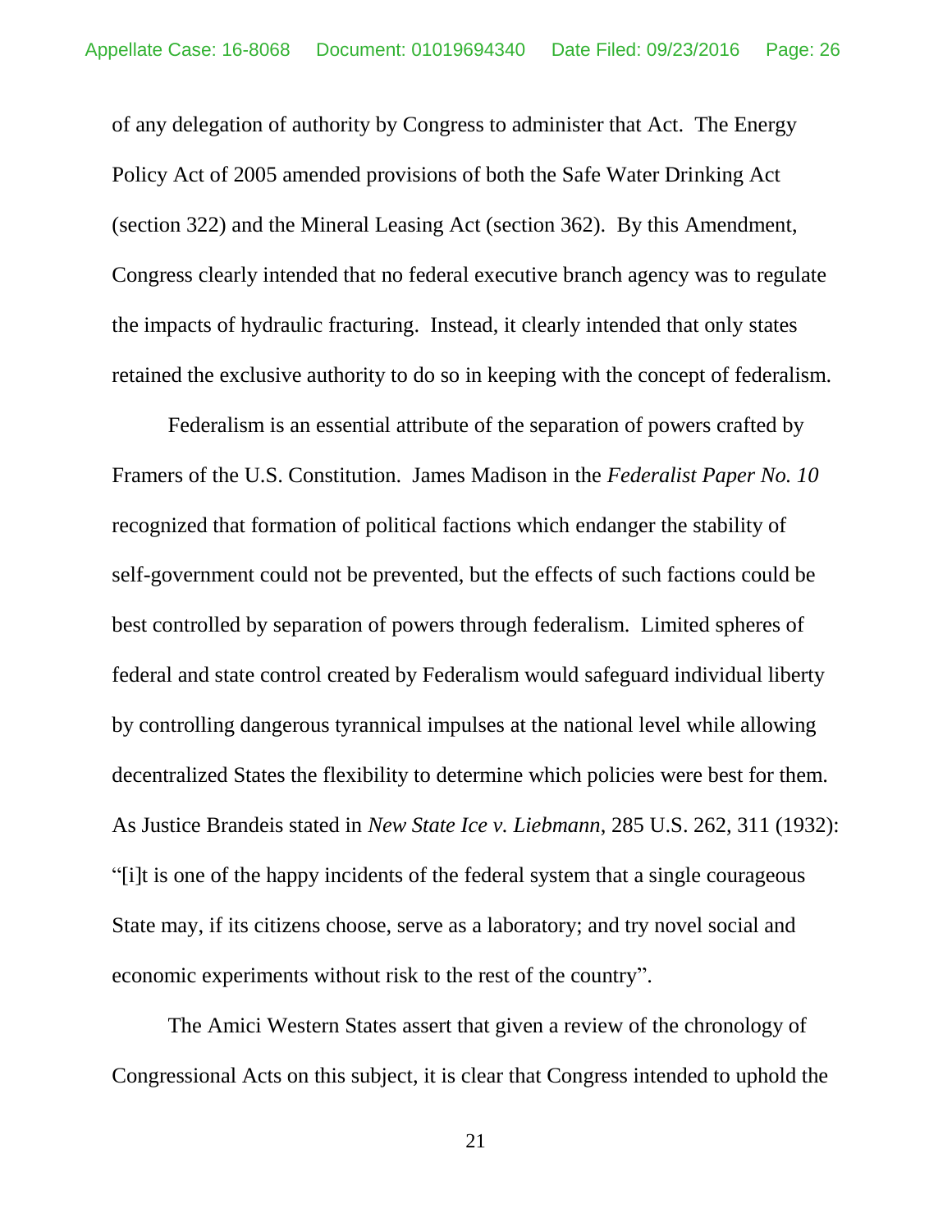of any delegation of authority by Congress to administer that Act. The Energy Policy Act of 2005 amended provisions of both the Safe Water Drinking Act (section 322) and the Mineral Leasing Act (section 362). By this Amendment, Congress clearly intended that no federal executive branch agency was to regulate the impacts of hydraulic fracturing. Instead, it clearly intended that only states retained the exclusive authority to do so in keeping with the concept of federalism.

Federalism is an essential attribute of the separation of powers crafted by Framers of the U.S. Constitution. James Madison in the *Federalist Paper No. 10* recognized that formation of political factions which endanger the stability of self-government could not be prevented, but the effects of such factions could be best controlled by separation of powers through federalism. Limited spheres of federal and state control created by Federalism would safeguard individual liberty by controlling dangerous tyrannical impulses at the national level while allowing decentralized States the flexibility to determine which policies were best for them. As Justice Brandeis stated in *New State Ice v. Liebmann*, 285 U.S. 262, 311 (1932): "[i]t is one of the happy incidents of the federal system that a single courageous State may, if its citizens choose, serve as a laboratory; and try novel social and economic experiments without risk to the rest of the country".

The Amici Western States assert that given a review of the chronology of Congressional Acts on this subject, it is clear that Congress intended to uphold the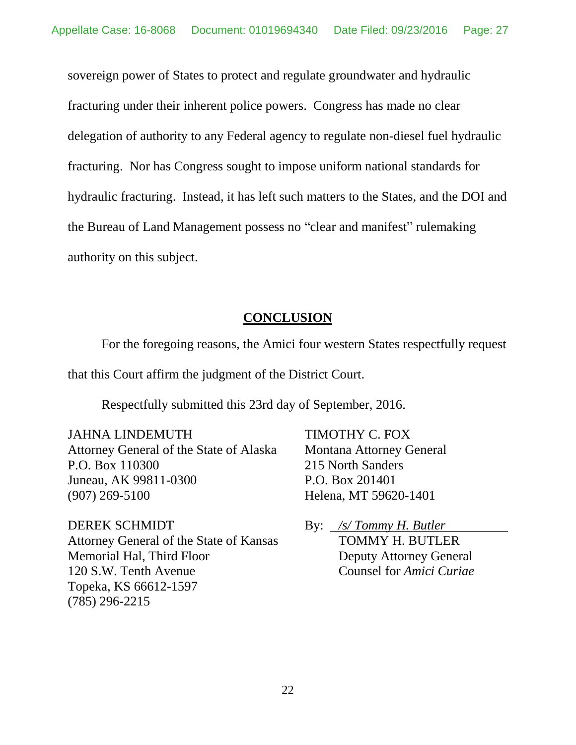sovereign power of States to protect and regulate groundwater and hydraulic fracturing under their inherent police powers. Congress has made no clear delegation of authority to any Federal agency to regulate non-diesel fuel hydraulic fracturing. Nor has Congress sought to impose uniform national standards for hydraulic fracturing. Instead, it has left such matters to the States, and the DOI and the Bureau of Land Management possess no "clear and manifest" rulemaking authority on this subject.

## CONCLUSION

For the foregoing reasons, the Amici four western States respectfully request that this Court affirm the judgment of the District Court.

Respectfully submitted this 23rd day of September, 2016.

JAHNA LINDEMUTH
Attorney General of the State of Alaska
P.O. Box 110300
Juneau, AK 99811-0300
(907) 269-5100

DEREK SCHMIDT
Attorney General of the State of Kansas
Memorial Hal, Third Floor
120 S.W. Tenth Avenue
Topeka, KS 66612-1597
(785) 296-2215

TIMOTHY C. FOX
Montana Attorney General
215 North Sanders
P.O. Box 201401
Helena, MT 59620-1401

By: */s/ Tommy H. Butler*
TOMMY H. BUTLER
Deputy Attorney General
Counsel for *Amici Curiae*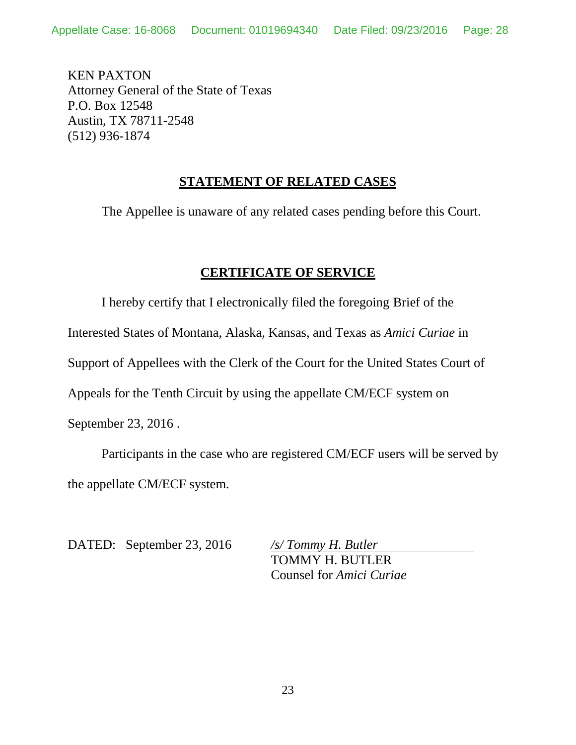KEN PAXTON
Attorney General of the State of Texas
P.O. Box 12548
Austin, TX 78711-2548
(512) 936-1874

## STATEMENT OF RELATED CASES

The Appellee is unaware of any related cases pending before this Court.

## CERTIFICATE OF SERVICE

I hereby certify that I electronically filed the foregoing Brief of the Interested States of Montana, Alaska, Kansas, and Texas as *Amici Curiae* in Support of Appellees with the Clerk of the Court for the United States Court of Appeals for the Tenth Circuit by using the appellate CM/ECF system on September 23, 2016 .

Participants in the case who are registered CM/ECF users will be served by the appellate CM/ECF system.

DATED: September 23, 2016

*/s/ Tommy H. Butler*
TOMMY H. BUTLER
Counsel for *Amici Curiae*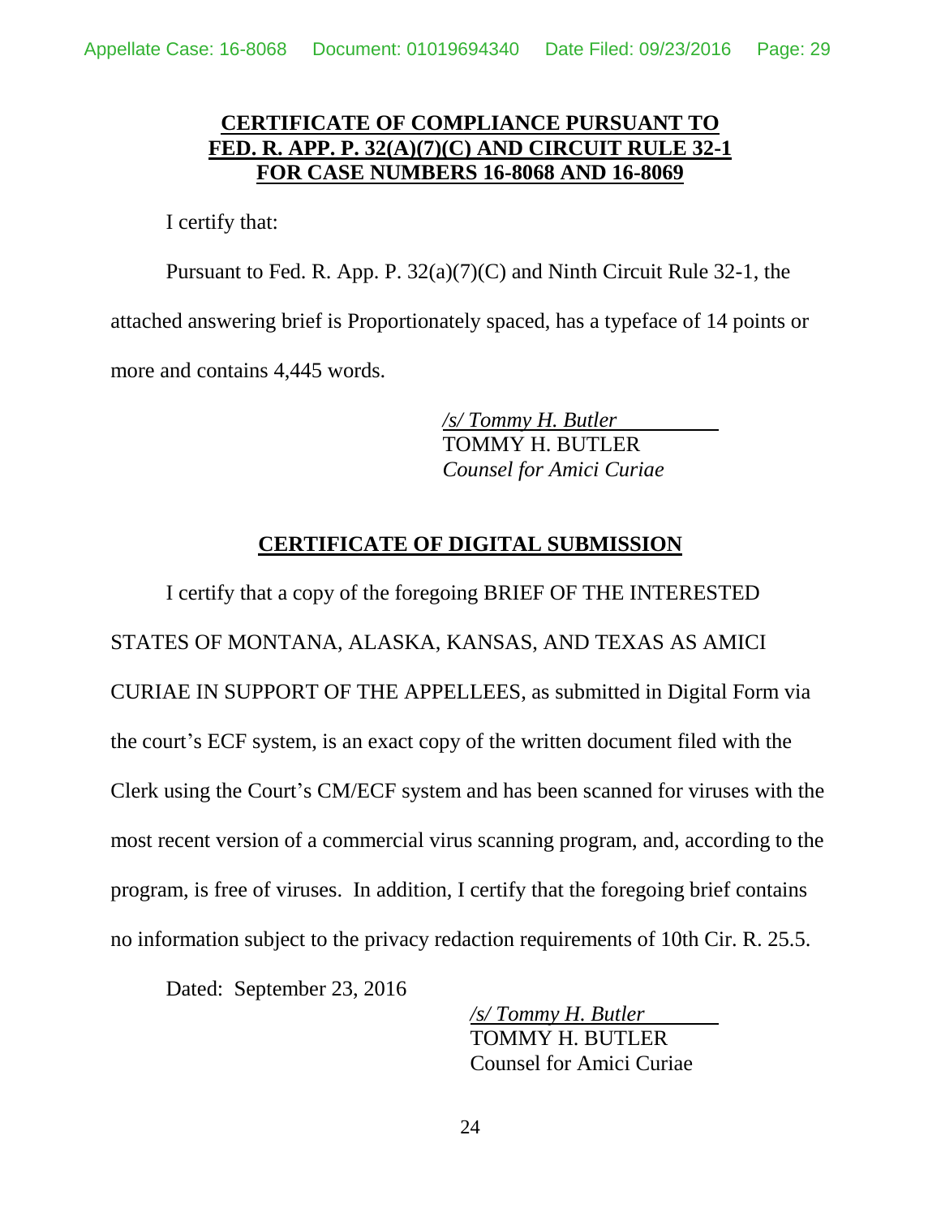**CERTIFICATE OF COMPLIANCE PURSUANT TO FED. R. APP. P. 32(A)(7)(C) AND CIRCUIT RULE 32-1 FOR CASE NUMBERS 16-8068 AND 16-8069**

I certify that:

Pursuant to Fed. R. App. P. 32(a)(7)(C) and Ninth Circuit Rule 32-1, the attached answering brief is Proportionately spaced, has a typeface of 14 points or more and contains 4,445 words.

*/s/ Tommy H. Butler*
TOMMY H. BUTLER
*Counsel for Amici Curiae*

**CERTIFICATE OF DIGITAL SUBMISSION**

I certify that a copy of the foregoing BRIEF OF THE INTERESTED STATES OF MONTANA, ALASKA, KANSAS, AND TEXAS AS AMICI CURIAE IN SUPPORT OF THE APPELLEES, as submitted in Digital Form via the court's ECF system, is an exact copy of the written document filed with the Clerk using the Court's CM/ECF system and has been scanned for viruses with the most recent version of a commercial virus scanning program, and, according to the program, is free of viruses. In addition, I certify that the foregoing brief contains no information subject to the privacy redaction requirements of 10th Cir. R. 25.5.

Dated: September 23, 2016

*/s/ Tommy H. Butler*
TOMMY H. BUTLER
Counsel for Amici Curiae